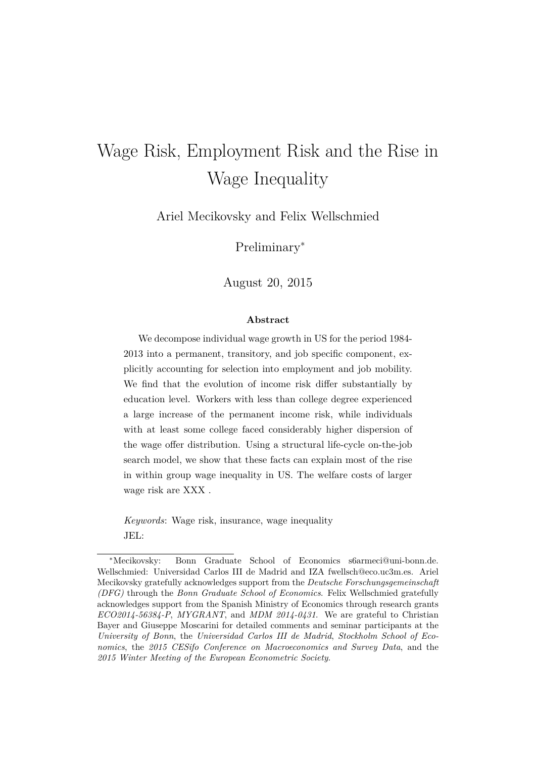# Wage Risk, Employment Risk and the Rise in Wage Inequality

Ariel Mecikovsky and Felix Wellschmied

Preliminary*

August 20, 2015

**Abstract**

We decompose individual wage growth in US for the period 1984-2013 into a permanent, transitory, and job specific component, explicitly accounting for selection into employment and job mobility. We find that the evolution of income risk differ substantially by education level. Workers with less than college degree experienced a large increase of the permanent income risk, while individuals with at least some college faced considerably higher dispersion of the wage offer distribution. Using a structural life-cycle on-the-job search model, we show that these facts can explain most of the rise in within group wage inequality in US. The welfare costs of larger wage risk are XXX .

*Keywords*: Wage risk, insurance, wage inequality
JEL:

---

*Mecikovsky: Bonn Graduate School of Economics s6armeci@uni-bonn.de. Wellschmied: Universidad Carlos III de Madrid and IZA fwellsch@eco.uc3m.es. Ariel Mecikovsky gratefully acknowledges support from the *Deutsche Forschungsgemeinschaft (DFG)* through the *Bonn Graduate School of Economics*. Felix Wellschmied gratefully acknowledges support from the Spanish Ministry of Economics through research grants *ECO2014-56384-P*, *MYGRANT*, and *MDM 2014-0431.* We are grateful to Christian Bayer and Giuseppe Moscarini for detailed comments and seminar participants at the *University of Bonn*, the *Universidad Carlos III de Madrid*, *Stockholm School of Economics*, the *2015 CESifo Conference on Macroeconomics and Survey Data*, and the *2015 Winter Meeting of the European Econometric Society*.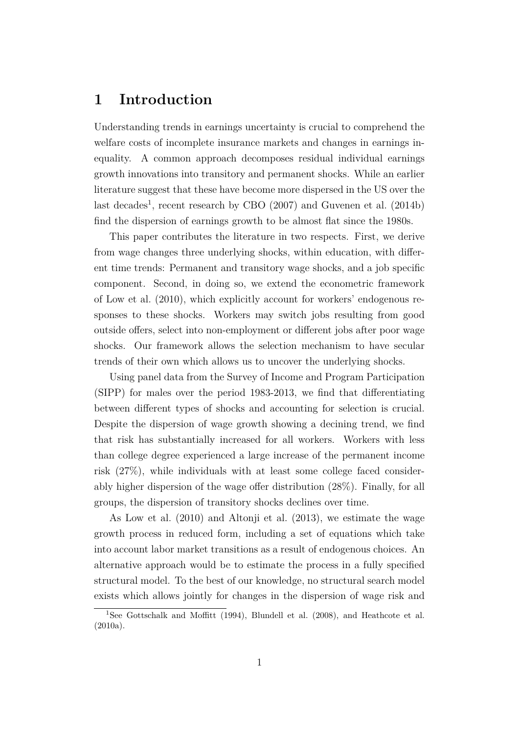# 1 Introduction

Understanding trends in earnings uncertainty is crucial to comprehend the welfare costs of incomplete insurance markets and changes in earnings inequality. A common approach decomposes residual individual earnings growth innovations into transitory and permanent shocks. While an earlier literature suggest that these have become more dispersed in the US over the last decades[1], recent research by CBO (2007) and Guvenen et al. (2014b) find the dispersion of earnings growth to be almost flat since the 1980s.

This paper contributes the literature in two respects. First, we derive from wage changes three underlying shocks, within education, with different time trends: Permanent and transitory wage shocks, and a job specific component. Second, in doing so, we extend the econometric framework of Low et al. (2010), which explicitly account for workers' endogenous responses to these shocks. Workers may switch jobs resulting from good outside offers, select into non-employment or different jobs after poor wage shocks. Our framework allows the selection mechanism to have secular trends of their own which allows us to uncover the underlying shocks.

Using panel data from the Survey of Income and Program Participation (SIPP) for males over the period 1983-2013, we find that differentiating between different types of shocks and accounting for selection is crucial. Despite the dispersion of wage growth showing a decining trend, we find that risk has substantially increased for all workers. Workers with less than college degree experienced a large increase of the permanent income risk (27%), while individuals with at least some college faced considerably higher dispersion of the wage offer distribution (28%). Finally, for all groups, the dispersion of transitory shocks declines over time.

As Low et al. (2010) and Altonji et al. (2013), we estimate the wage growth process in reduced form, including a set of equations which take into account labor market transitions as a result of endogenous choices. An alternative approach would be to estimate the process in a fully specified structural model. To the best of our knowledge, no structural search model exists which allows jointly for changes in the dispersion of wage risk and

[1] See Gottschalk and Moffitt (1994), Blundell et al. (2008), and Heathcote et al. (2010a).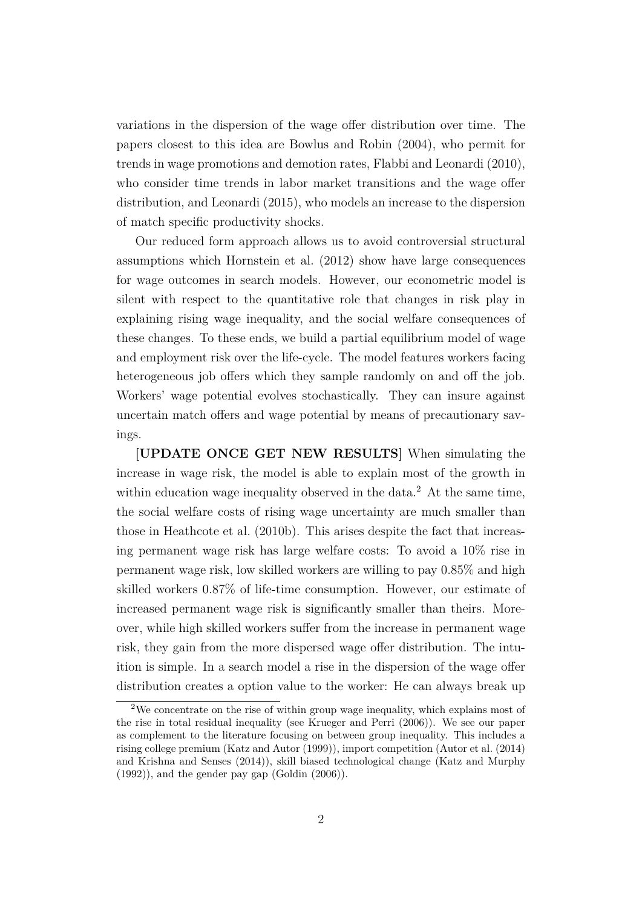variations in the dispersion of the wage offer distribution over time. The papers closest to this idea are Bowlus and Robin (2004), who permit for trends in wage promotions and demotion rates, Flabbi and Leonardi (2010), who consider time trends in labor market transitions and the wage offer distribution, and Leonardi (2015), who models an increase to the dispersion of match specific productivity shocks.

Our reduced form approach allows us to avoid controversial structural assumptions which Hornstein et al. (2012) show have large consequences for wage outcomes in search models. However, our econometric model is silent with respect to the quantitative role that changes in risk play in explaining rising wage inequality, and the social welfare consequences of these changes. To these ends, we build a partial equilibrium model of wage and employment risk over the life-cycle. The model features workers facing heterogeneous job offers which they sample randomly on and off the job. Workers' wage potential evolves stochastically. They can insure against uncertain match offers and wage potential by means of precautionary savings.

[**UPDATE ONCE GET NEW RESULTS**] When simulating the increase in wage risk, the model is able to explain most of the growth in within education wage inequality observed in the data.[2] At the same time, the social welfare costs of rising wage uncertainty are much smaller than those in Heathcote et al. (2010b). This arises despite the fact that increasing permanent wage risk has large welfare costs: To avoid a 10% rise in permanent wage risk, low skilled workers are willing to pay 0.85% and high skilled workers 0.87% of life-time consumption. However, our estimate of increased permanent wage risk is significantly smaller than theirs. Moreover, while high skilled workers suffer from the increase in permanent wage risk, they gain from the more dispersed wage offer distribution. The intuition is simple. In a search model a rise in the dispersion of the wage offer distribution creates a option value to the worker: He can always break up

[2] We concentrate on the rise of within group wage inequality, which explains most of the rise in total residual inequality (see Krueger and Perri (2006)). We see our paper as complement to the literature focusing on between group inequality. This includes a rising college premium (Katz and Autor (1999)), import competition (Autor et al. (2014) and Krishna and Senses (2014)), skill biased technological change (Katz and Murphy (1992)), and the gender pay gap (Goldin (2006)).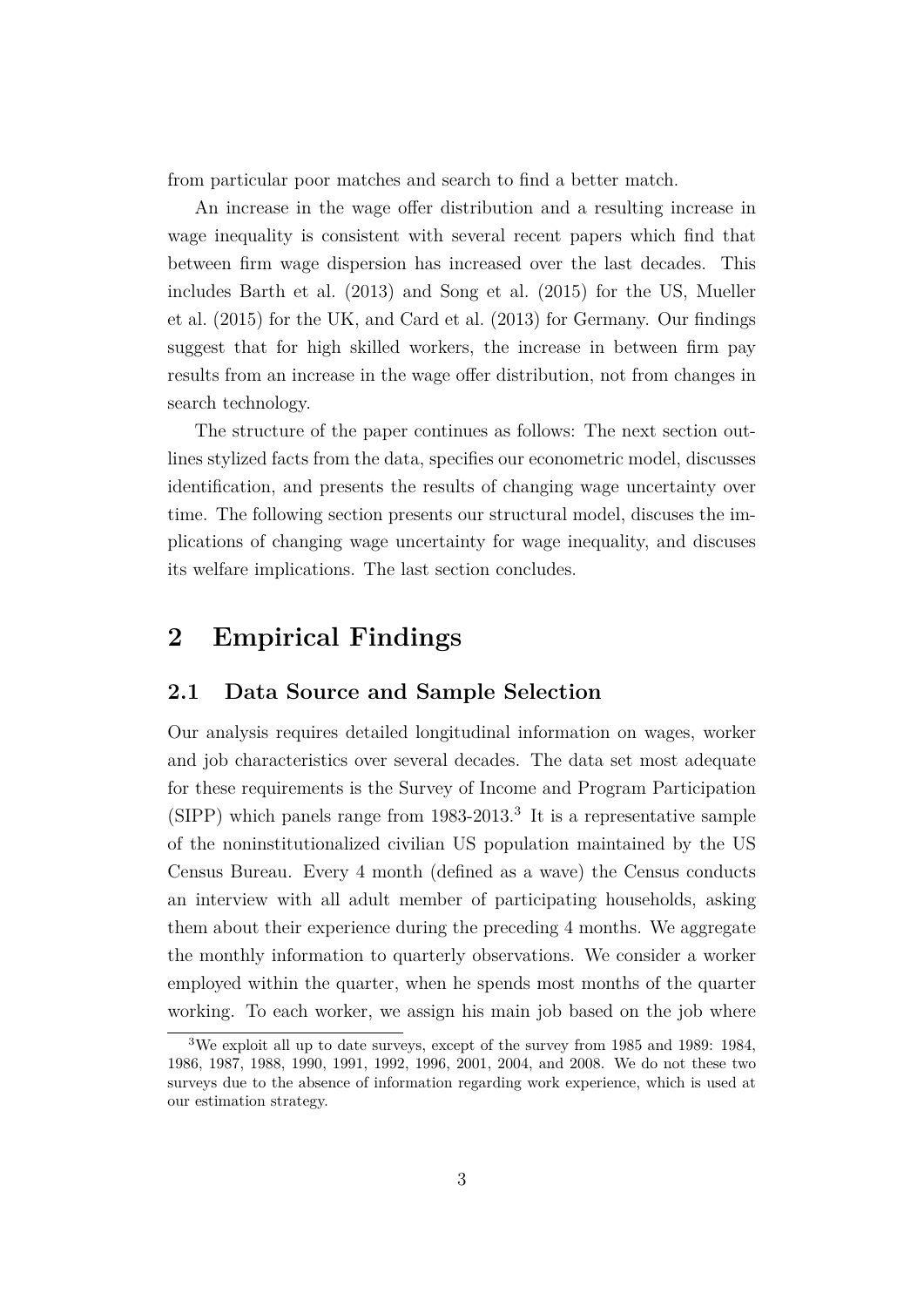from particular poor matches and search to find a better match.

An increase in the wage offer distribution and a resulting increase in wage inequality is consistent with several recent papers which find that between firm wage dispersion has increased over the last decades. This includes Barth et al. (2013) and Song et al. (2015) for the US, Mueller et al. (2015) for the UK, and Card et al. (2013) for Germany. Our findings suggest that for high skilled workers, the increase in between firm pay results from an increase in the wage offer distribution, not from changes in search technology.

The structure of the paper continues as follows: The next section outlines stylized facts from the data, specifies our econometric model, discusses identification, and presents the results of changing wage uncertainty over time. The following section presents our structural model, discuses the implications of changing wage uncertainty for wage inequality, and discuses its welfare implications. The last section concludes.

# 2 Empirical Findings

## 2.1 Data Source and Sample Selection

Our analysis requires detailed longitudinal information on wages, worker and job characteristics over several decades. The data set most adequate for these requirements is the Survey of Income and Program Participation (SIPP) which panels range from 1983-2013.[3] It is a representative sample of the noninstitutionalized civilian US population maintained by the US Census Bureau. Every 4 month (defined as a wave) the Census conducts an interview with all adult member of participating households, asking them about their experience during the preceding 4 months. We aggregate the monthly information to quarterly observations. We consider a worker employed within the quarter, when he spends most months of the quarter working. To each worker, we assign his main job based on the job where

[3] We exploit all up to date surveys, except of the survey from 1985 and 1989: 1984, 1986, 1987, 1988, 1990, 1991, 1992, 1996, 2001, 2004, and 2008. We do not these two surveys due to the absence of information regarding work experience, which is used at our estimation strategy.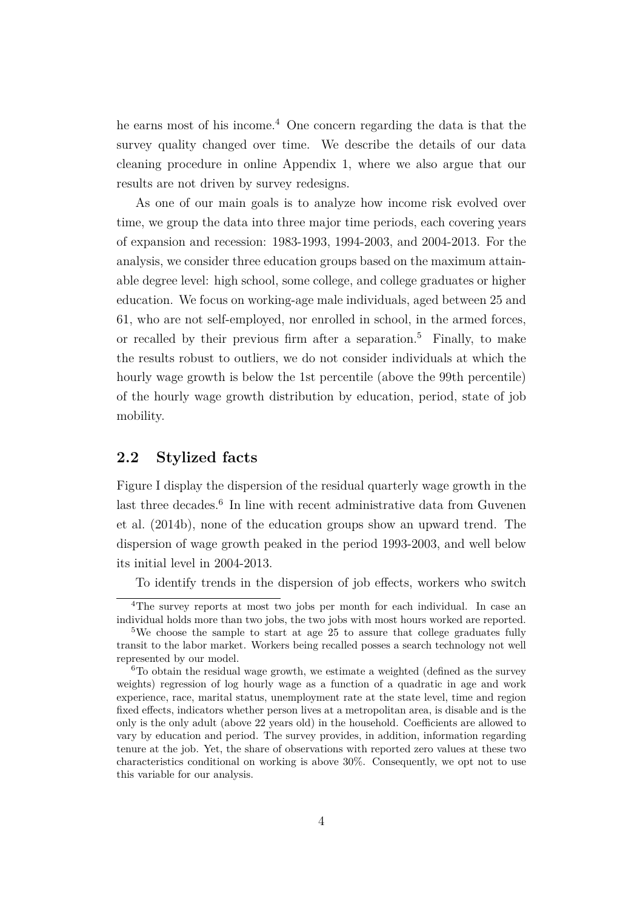he earns most of his income.[4] One concern regarding the data is that the survey quality changed over time. We describe the details of our data cleaning procedure in online Appendix 1, where we also argue that our results are not driven by survey redesigns.

As one of our main goals is to analyze how income risk evolved over time, we group the data into three major time periods, each covering years of expansion and recession: 1983-1993, 1994-2003, and 2004-2013. For the analysis, we consider three education groups based on the maximum attainable degree level: high school, some college, and college graduates or higher education. We focus on working-age male individuals, aged between 25 and 61, who are not self-employed, nor enrolled in school, in the armed forces, or recalled by their previous firm after a separation.[5] Finally, to make the results robust to outliers, we do not consider individuals at which the hourly wage growth is below the 1st percentile (above the 99th percentile) of the hourly wage growth distribution by education, period, state of job mobility.

## 2.2 Stylized facts

Figure I display the dispersion of the residual quarterly wage growth in the last three decades.[6] In line with recent administrative data from Guvenen et al. (2014b), none of the education groups show an upward trend. The dispersion of wage growth peaked in the period 1993-2003, and well below its initial level in 2004-2013.

To identify trends in the dispersion of job effects, workers who switch

---

[4] The survey reports at most two jobs per month for each individual. In case an individual holds more than two jobs, the two jobs with most hours worked are reported.

[5] We choose the sample to start at age 25 to assure that college graduates fully transit to the labor market. Workers being recalled posses a search technology not well represented by our model.

[6] To obtain the residual wage growth, we estimate a weighted (defined as the survey weights) regression of log hourly wage as a function of a quadratic in age and work experience, race, marital status, unemployment rate at the state level, time and region fixed effects, indicators whether person lives at a metropolitan area, is disable and is the only is the only adult (above 22 years old) in the household. Coefficients are allowed to vary by education and period. The survey provides, in addition, information regarding tenure at the job. Yet, the share of observations with reported zero values at these two characteristics conditional on working is above 30%. Consequently, we opt not to use this variable for our analysis.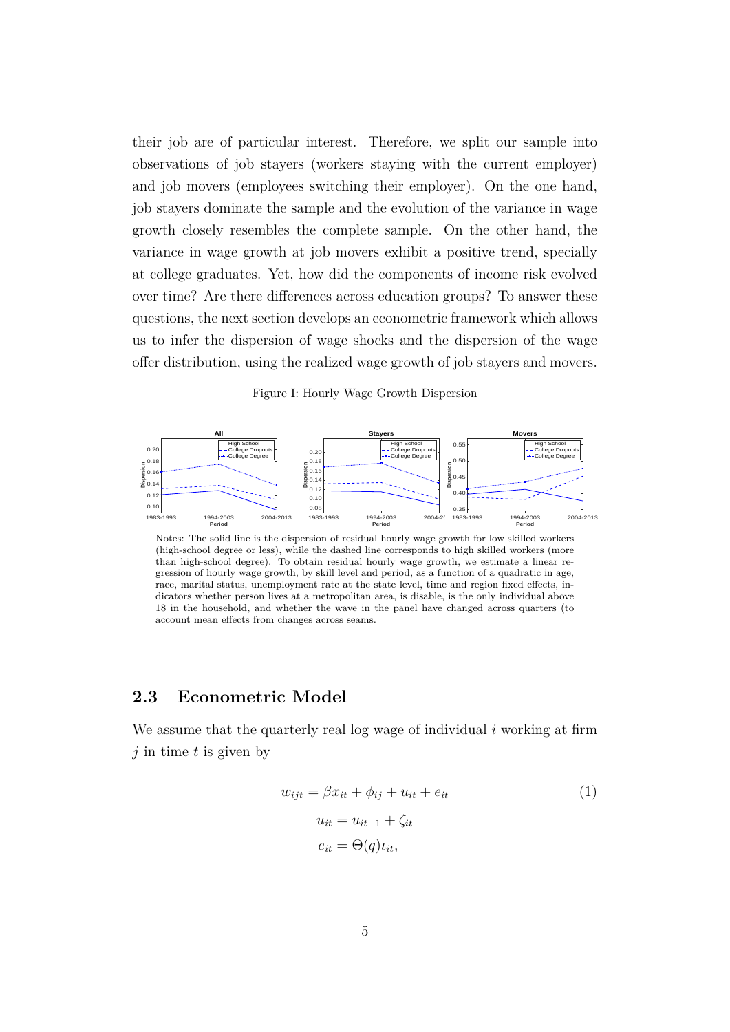their job are of particular interest. Therefore, we split our sample into observations of job stayers (workers staying with the current employer) and job movers (employees switching their employer). On the one hand, job stayers dominate the sample and the evolution of the variance in wage growth closely resembles the complete sample. On the other hand, the variance in wage growth at job movers exhibit a positive trend, specially at college graduates. Yet, how did the components of income risk evolved over time? Are there differences across education groups? To answer these questions, the next section develops an econometric framework which allows us to infer the dispersion of wage shocks and the dispersion of the wage offer distribution, using the realized wage growth of job stayers and movers.

Figure I: Hourly Wage Growth Dispersion

Notes: The solid line is the dispersion of residual hourly wage growth for low skilled workers (high-school degree or less), while the dashed line corresponds to high skilled workers (more than high-school degree). To obtain residual hourly wage growth, we estimate a linear regression of hourly wage growth, by skill level and period, as a function of a quadratic in age, race, marital status, unemployment rate at the state level, time and region fixed effects, indicators whether person lives at a metropolitan area, is disable, is the only individual above 18 in the household, and whether the wave in the panel have changed across quarters (to account mean effects from changes across seams.

## 2.3 Econometric Model

We assume that the quarterly real log wage of individual $i$ working at firm $j$ in time $t$ is given by

$$
\begin{aligned}
w_{ijt} &= \beta x_{it} + \phi_{ij} + u_{it} + e_{it} \\
u_{it} &= u_{it-1} + \zeta_{it} \\
e_{it} &= \Theta(q)\iota_{it},
\end{aligned}
\tag{1}
$$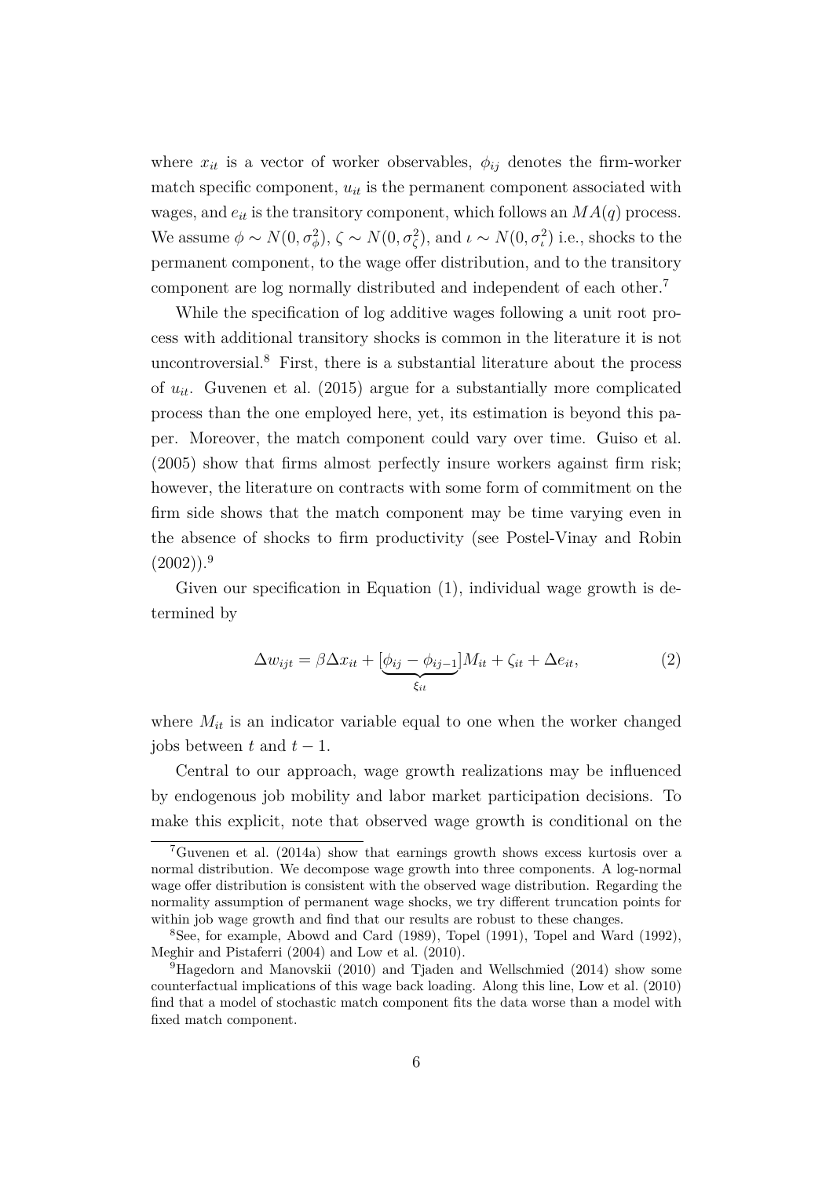where $x_{it}$ is a vector of worker observables, $\phi_{ij}$ denotes the firm-worker match specific component, $u_{it}$ is the permanent component associated with wages, and $e_{it}$ is the transitory component, which follows an $MA(q)$ process. We assume $\phi \sim N(0, \sigma_\phi^2)$, $\zeta \sim N(0, \sigma_\zeta^2)$, and $\iota \sim N(0, \sigma_\iota^2)$ i.e., shocks to the permanent component, to the wage offer distribution, and to the transitory component are log normally distributed and independent of each other.[7]

While the specification of log additive wages following a unit root process with additional transitory shocks is common in the literature it is not uncontroversial.[8] First, there is a substantial literature about the process of $u_{it}$. Guvenen et al. (2015) argue for a substantially more complicated process than the one employed here, yet, its estimation is beyond this paper. Moreover, the match component could vary over time. Guiso et al. (2005) show that firms almost perfectly insure workers against firm risk; however, the literature on contracts with some form of commitment on the firm side shows that the match component may be time varying even in the absence of shocks to firm productivity (see Postel-Vinay and Robin (2002)).[9]

Given our specification in Equation (1), individual wage growth is determined by

$$\Delta w_{ijt} = \beta \Delta x_{it} + [\underbrace{\phi_{ij} - \phi_{ij-1}}_{\xi_{it}}] M_{it} + \zeta_{it} + \Delta e_{it}, \tag{2}$$

where $M_{it}$ is an indicator variable equal to one when the worker changed jobs between $t$ and $t-1$.

Central to our approach, wage growth realizations may be influenced by endogenous job mobility and labor market participation decisions. To make this explicit, note that observed wage growth is conditional on the

---

[7] Guvenen et al. (2014a) show that earnings growth shows excess kurtosis over a normal distribution. We decompose wage growth into three components. A log-normal wage offer distribution is consistent with the observed wage distribution. Regarding the normality assumption of permanent wage shocks, we try different truncation points for within job wage growth and find that our results are robust to these changes.

[8] See, for example, Abowd and Card (1989), Topel (1991), Topel and Ward (1992), Meghir and Pistaferri (2004) and Low et al. (2010).

[9] Hagedorn and Manovskii (2010) and Tjaden and Wellschmied (2014) show some counterfactual implications of this wage back loading. Along this line, Low et al. (2010) find that a model of stochastic match component fits the data worse than a model with fixed match component.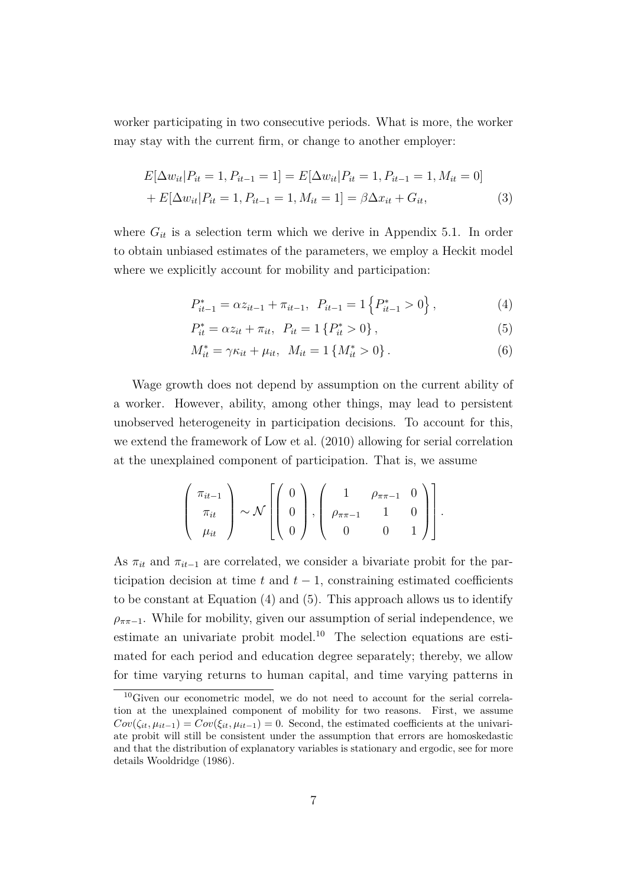worker participating in two consecutive periods. What is more, the worker may stay with the current firm, or change to another employer:

$$
\begin{aligned}
E[\Delta w_{it}|P_{it}=1, P_{it-1}=1] &= E[\Delta w_{it}|P_{it}=1, P_{it-1}=1, M_{it}=0] \\
&+ E[\Delta w_{it}|P_{it}=1, P_{it-1}=1, M_{it}=1] = \beta \Delta x_{it} + G_{it}, \qquad (3)
\end{aligned}
$$

where $G_{it}$ is a selection term which we derive in Appendix 5.1. In order to obtain unbiased estimates of the parameters, we employ a Heckit model where we explicitly account for mobility and participation:

$$
P^*_{it-1} = \alpha z_{it-1} + \pi_{it-1}, \quad P_{it-1} = 1\left\{P^*_{it-1} > 0\right\}, \qquad (4)
$$

$$
P^*_{it} = \alpha z_{it} + \pi_{it}, \quad P_{it} = 1\left\{P^*_{it} > 0\right\}, \qquad (5)
$$

$$
M^*_{it} = \gamma \kappa_{it} + \mu_{it}, \quad M_{it} = 1\left\{M^*_{it} > 0\right\}. \qquad (6)
$$

Wage growth does not depend by assumption on the current ability of a worker. However, ability, among other things, may lead to persistent unobserved heterogeneity in participation decisions. To account for this, we extend the framework of Low et al. (2010) allowing for serial correlation at the unexplained component of participation. That is, we assume

$$
\begin{pmatrix} \pi_{it-1} \\ \pi_{it} \\ \mu_{it} \end{pmatrix} \sim \mathcal{N}\left[ \begin{pmatrix} 0 \\ 0 \\ 0 \end{pmatrix}, \begin{pmatrix} 1 & \rho_{\pi\pi-1} & 0 \\ \rho_{\pi\pi-1} & 1 & 0 \\ 0 & 0 & 1 \end{pmatrix} \right].
$$

As $\pi_{it}$ and $\pi_{it-1}$ are correlated, we consider a bivariate probit for the participation decision at time $t$ and $t-1$, constraining estimated coefficients to be constant at Equation (4) and (5). This approach allows us to identify $\rho_{\pi\pi-1}$. While for mobility, given our assumption of serial independence, we estimate an univariate probit model.[10] The selection equations are estimated for each period and education degree separately; thereby, we allow for time varying returns to human capital, and time varying patterns in

[10] Given our econometric model, we do not need to account for the serial correlation at the unexplained component of mobility for two reasons. First, we assume $Cov(\zeta_{it}, \mu_{it-1}) = Cov(\xi_{it}, \mu_{it-1}) = 0$. Second, the estimated coefficients at the univariate probit will still be consistent under the assumption that errors are homoskedastic and that the distribution of explanatory variables is stationary and ergodic, see for more details Wooldridge (1986).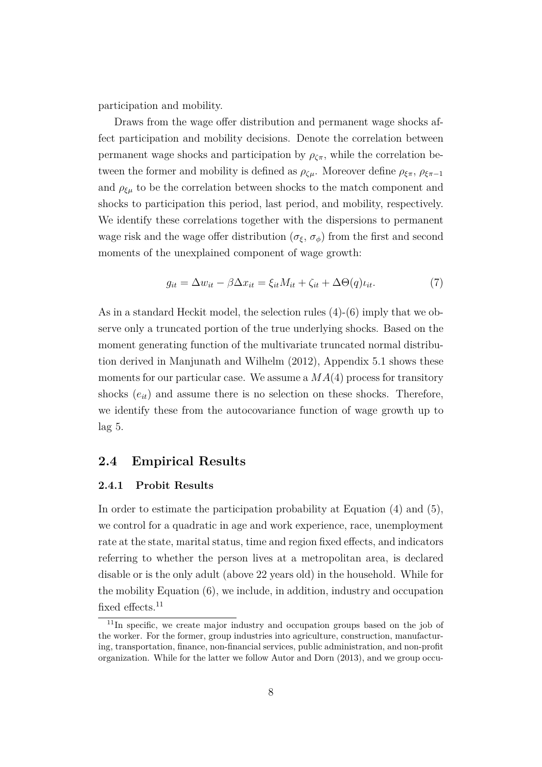participation and mobility.

Draws from the wage offer distribution and permanent wage shocks affect participation and mobility decisions. Denote the correlation between permanent wage shocks and participation by $\rho_{\zeta\pi}$, while the correlation between the former and mobility is defined as $\rho_{\zeta\mu}$. Moreover define $\rho_{\xi\pi}$, $\rho_{\xi\pi-1}$ and $\rho_{\xi\mu}$ to be the correlation between shocks to the match component and shocks to participation this period, last period, and mobility, respectively. We identify these correlations together with the dispersions to permanent wage risk and the wage offer distribution ($\sigma_\xi$, $\sigma_\phi$) from the first and second moments of the unexplained component of wage growth:

$$g_{it} = \Delta w_{it} - \beta \Delta x_{it} = \xi_{it} M_{it} + \zeta_{it} + \Delta\Theta(q)\iota_{it}. \tag{7}$$

As in a standard Heckit model, the selection rules (4)-(6) imply that we observe only a truncated portion of the true underlying shocks. Based on the moment generating function of the multivariate truncated normal distribution derived in Manjunath and Wilhelm (2012), Appendix 5.1 shows these moments for our particular case. We assume a $MA(4)$ process for transitory shocks ($e_{it}$) and assume there is no selection on these shocks. Therefore, we identify these from the autocovariance function of wage growth up to lag 5.

## 2.4 Empirical Results

### 2.4.1 Probit Results

In order to estimate the participation probability at Equation (4) and (5), we control for a quadratic in age and work experience, race, unemployment rate at the state, marital status, time and region fixed effects, and indicators referring to whether the person lives at a metropolitan area, is declared disable or is the only adult (above 22 years old) in the household. While for the mobility Equation (6), we include, in addition, industry and occupation fixed effects.[11]

[11] In specific, we create major industry and occupation groups based on the job of the worker. For the former, group industries into agriculture, construction, manufacturing, transportation, finance, non-financial services, public administration, and non-profit organization. While for the latter we follow Autor and Dorn (2013), and we group occu-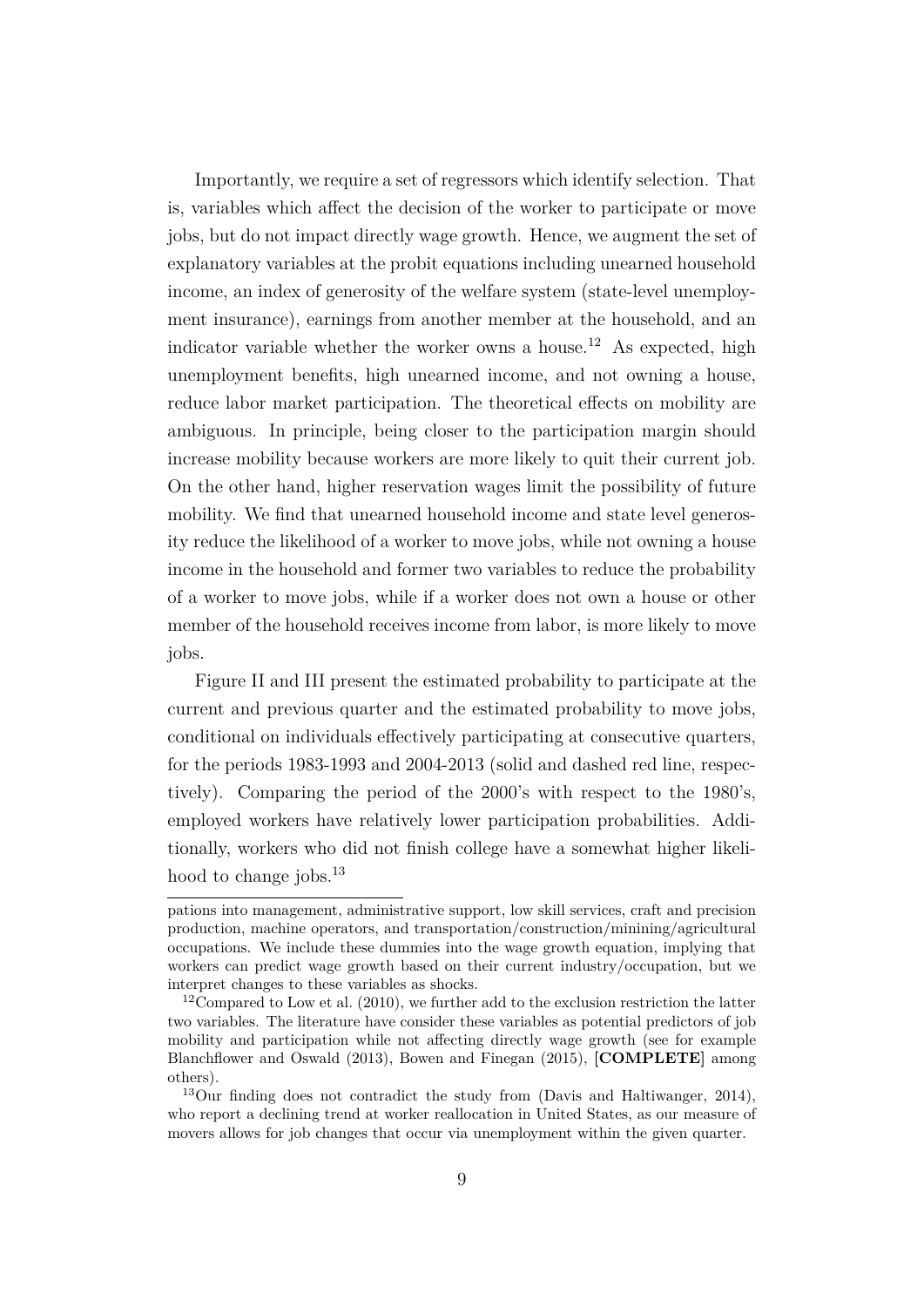Importantly, we require a set of regressors which identify selection. That is, variables which affect the decision of the worker to participate or move jobs, but do not impact directly wage growth. Hence, we augment the set of explanatory variables at the probit equations including unearned household income, an index of generosity of the welfare system (state-level unemployment insurance), earnings from another member at the household, and an indicator variable whether the worker owns a house.[12] As expected, high unemployment benefits, high unearned income, and not owning a house, reduce labor market participation. The theoretical effects on mobility are ambiguous. In principle, being closer to the participation margin should increase mobility because workers are more likely to quit their current job. On the other hand, higher reservation wages limit the possibility of future mobility. We find that unearned household income and state level generosity reduce the likelihood of a worker to move jobs, while not owning a house income in the household and former two variables to reduce the probability of a worker to move jobs, while if a worker does not own a house or other member of the household receives income from labor, is more likely to move jobs.

Figure II and III present the estimated probability to participate at the current and previous quarter and the estimated probability to move jobs, conditional on individuals effectively participating at consecutive quarters, for the periods 1983-1993 and 2004-2013 (solid and dashed red line, respectively). Comparing the period of the 2000's with respect to the 1980's, employed workers have relatively lower participation probabilities. Additionally, workers who did not finish college have a somewhat higher likelihood to change jobs.[13]

---

pations into management, administrative support, low skill services, craft and precision production, machine operators, and transportation/construction/minining/agricultural occupations. We include these dummies into the wage growth equation, implying that workers can predict wage growth based on their current industry/occupation, but we interpret changes to these variables as shocks.

[12] Compared to Low et al. (2010), we further add to the exclusion restriction the latter two variables. The literature have consider these variables as potential predictors of job mobility and participation while not affecting directly wage growth (see for example Blanchflower and Oswald (2013), Bowen and Finegan (2015), [**COMPLETE**] among others).

[13] Our finding does not contradict the study from (Davis and Haltiwanger, 2014), who report a declining trend at worker reallocation in United States, as our measure of movers allows for job changes that occur via unemployment within the given quarter.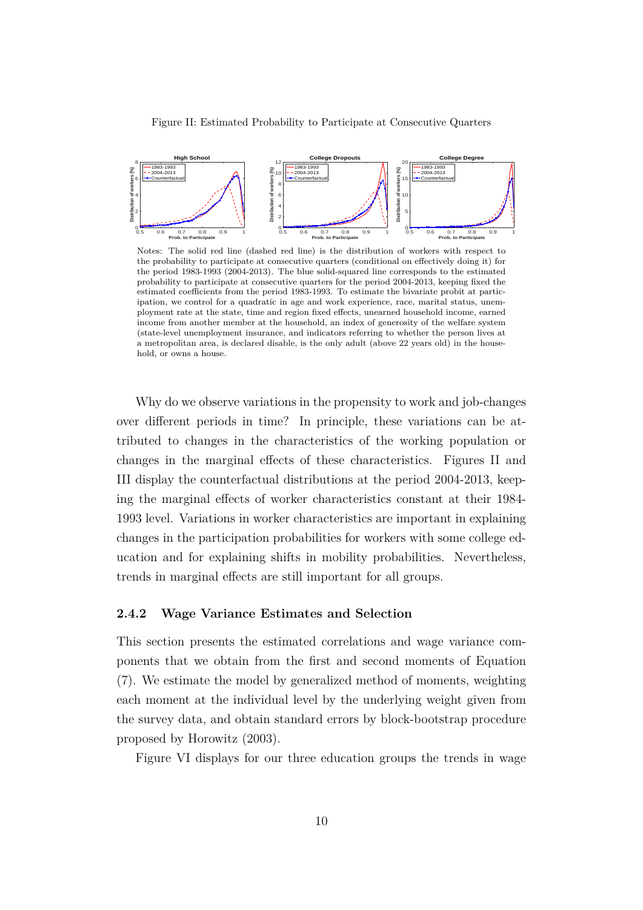Figure II: Estimated Probability to Participate at Consecutive Quarters

Notes: The solid red line (dashed red line) is the distribution of workers with respect to the probability to participate at consecutive quarters (conditional on effectively doing it) for the period 1983-1993 (2004-2013). The blue solid-squared line corresponds to the estimated probability to participate at consecutive quarters for the period 2004-2013, keeping fixed the estimated coefficients from the period 1983-1993. To estimate the bivariate probit at participation, we control for a quadratic in age and work experience, race, marital status, unemployment rate at the state, time and region fixed effects, unearned household income, earned income from another member at the household, an index of generosity of the welfare system (state-level unemployment insurance, and indicators referring to whether the person lives at a metropolitan area, is declared disable, is the only adult (above 22 years old) in the household, or owns a house.

Why do we observe variations in the propensity to work and job-changes over different periods in time? In principle, these variations can be attributed to changes in the characteristics of the working population or changes in the marginal effects of these characteristics. Figures II and III display the counterfactual distributions at the period 2004-2013, keeping the marginal effects of worker characteristics constant at their 1984-1993 level. Variations in worker characteristics are important in explaining changes in the participation probabilities for workers with some college education and for explaining shifts in mobility probabilities. Nevertheless, trends in marginal effects are still important for all groups.

### 2.4.2 Wage Variance Estimates and Selection

This section presents the estimated correlations and wage variance components that we obtain from the first and second moments of Equation (7). We estimate the model by generalized method of moments, weighting each moment at the individual level by the underlying weight given from the survey data, and obtain standard errors by block-bootstrap procedure proposed by Horowitz (2003).

Figure VI displays for our three education groups the trends in wage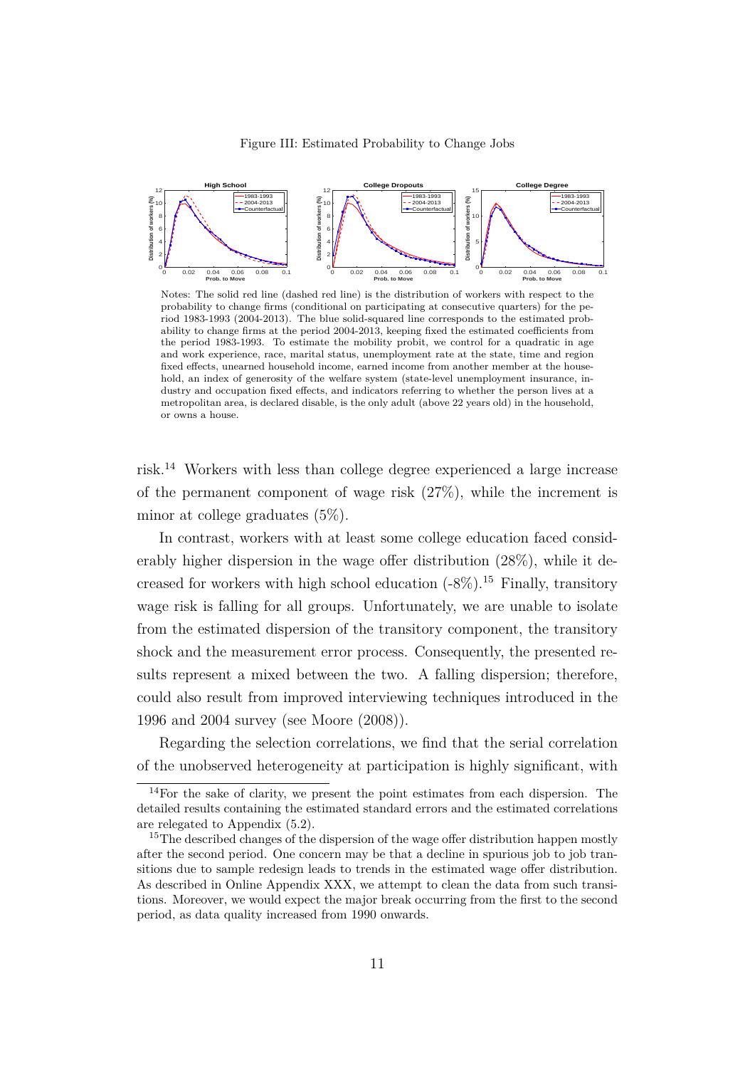Figure III: Estimated Probability to Change Jobs

Notes: The solid red line (dashed red line) is the distribution of workers with respect to the probability to change firms (conditional on participating at consecutive quarters) for the period 1983-1993 (2004-2013). The blue solid-squared line corresponds to the estimated probability to change firms at the period 2004-2013, keeping fixed the estimated coefficients from the period 1983-1993. To estimate the mobility probit, we control for a quadratic in age and work experience, race, marital status, unemployment rate at the state, time and region fixed effects, unearned household income, earned income from another member at the household, an index of generosity of the welfare system (state-level unemployment insurance, industry and occupation fixed effects, and indicators referring to whether the person lives at a metropolitan area, is declared disable, is the only adult (above 22 years old) in the household, or owns a house.

risk.[14] Workers with less than college degree experienced a large increase of the permanent component of wage risk (27%), while the increment is minor at college graduates (5%).

In contrast, workers with at least some college education faced considerably higher dispersion in the wage offer distribution (28%), while it decreased for workers with high school education (-8%).[15] Finally, transitory wage risk is falling for all groups. Unfortunately, we are unable to isolate from the estimated dispersion of the transitory component, the transitory shock and the measurement error process. Consequently, the presented results represent a mixed between the two. A falling dispersion; therefore, could also result from improved interviewing techniques introduced in the 1996 and 2004 survey (see Moore (2008)).

Regarding the selection correlations, we find that the serial correlation of the unobserved heterogeneity at participation is highly significant, with

[14] For the sake of clarity, we present the point estimates from each dispersion. The detailed results containing the estimated standard errors and the estimated correlations are relegated to Appendix (5.2).

[15] The described changes of the dispersion of the wage offer distribution happen mostly after the second period. One concern may be that a decline in spurious job to job transitions due to sample redesign leads to trends in the estimated wage offer distribution. As described in Online Appendix XXX, we attempt to clean the data from such transitions. Moreover, we would expect the major break occurring from the first to the second period, as data quality increased from 1990 onwards.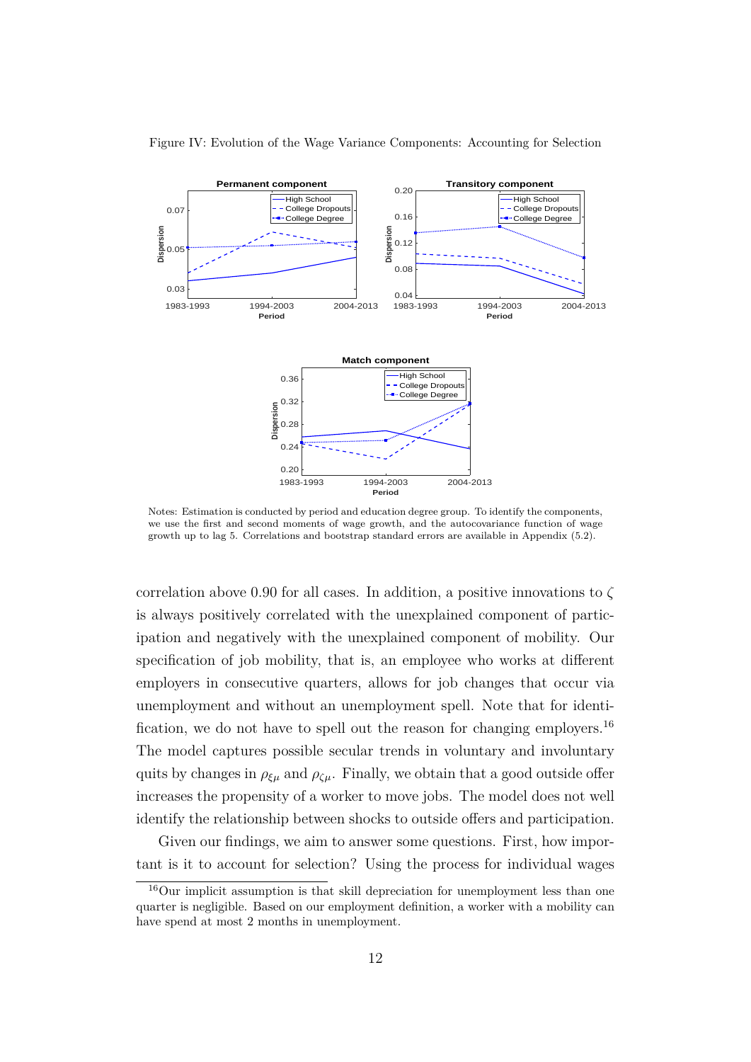Figure IV: Evolution of the Wage Variance Components: Accounting for Selection

Notes: Estimation is conducted by period and education degree group. To identify the components, we use the first and second moments of wage growth, and the autocovariance function of wage growth up to lag 5. Correlations and bootstrap standard errors are available in Appendix (5.2).

correlation above 0.90 for all cases. In addition, a positive innovations to $\zeta$ is always positively correlated with the unexplained component of participation and negatively with the unexplained component of mobility. Our specification of job mobility, that is, an employee who works at different employers in consecutive quarters, allows for job changes that occur via unemployment and without an unemployment spell. Note that for identification, we do not have to spell out the reason for changing employers.[16] The model captures possible secular trends in voluntary and involuntary quits by changes in $\rho_{\xi\mu}$ and $\rho_{\zeta\mu}$. Finally, we obtain that a good outside offer increases the propensity of a worker to move jobs. The model does not well identify the relationship between shocks to outside offers and participation.

Given our findings, we aim to answer some questions. First, how important is it to account for selection? Using the process for individual wages

[16] Our implicit assumption is that skill depreciation for unemployment less than one quarter is negligible. Based on our employment definition, a worker with a mobility can have spend at most 2 months in unemployment.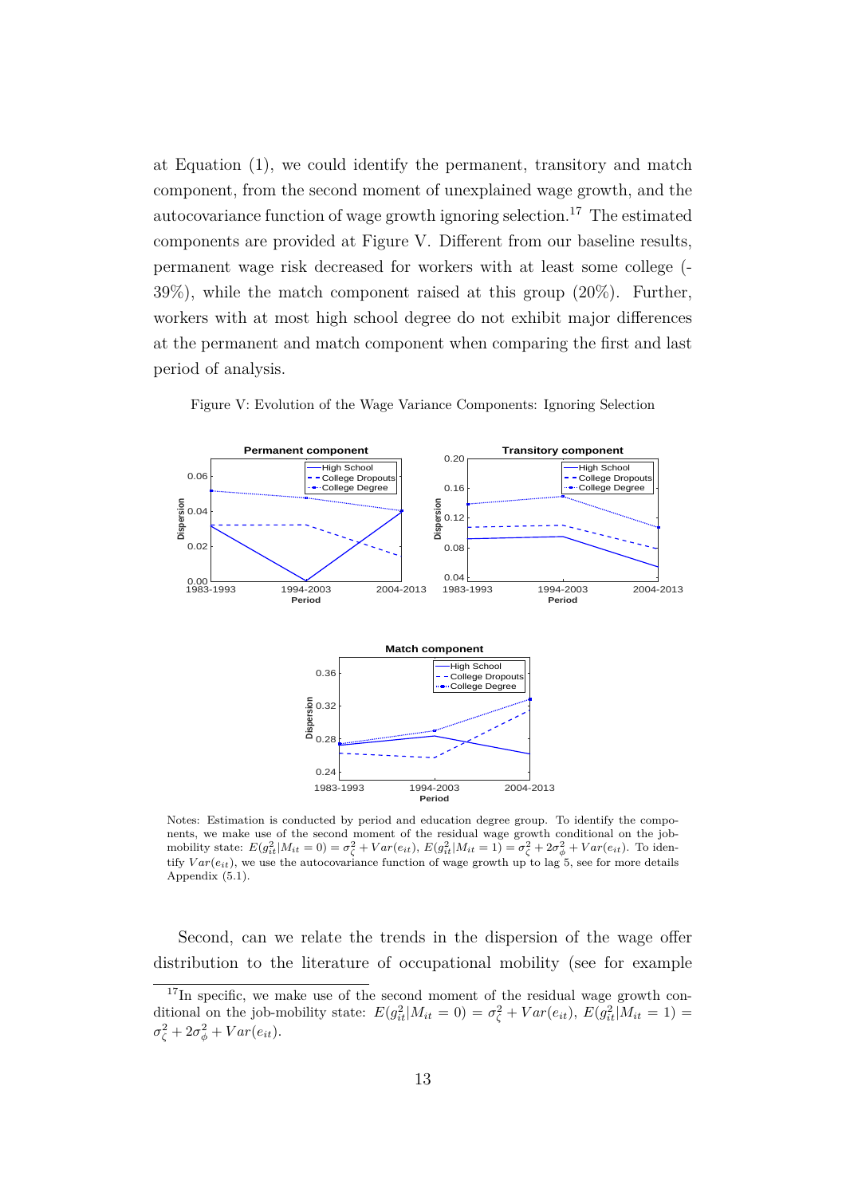at Equation (1), we could identify the permanent, transitory and match component, from the second moment of unexplained wage growth, and the autocovariance function of wage growth ignoring selection.[17] The estimated components are provided at Figure V. Different from our baseline results, permanent wage risk decreased for workers with at least some college (-39%), while the match component raised at this group (20%). Further, workers with at most high school degree do not exhibit major differences at the permanent and match component when comparing the first and last period of analysis.

Figure V: Evolution of the Wage Variance Components: Ignoring Selection

Notes: Estimation is conducted by period and education degree group. To identify the components, we make use of the second moment of the residual wage growth conditional on the job-mobility state: $E(g_{it}^2|M_{it}=0) = \sigma_\zeta^2 + Var(e_{it})$, $E(g_{it}^2|M_{it}=1) = \sigma_\zeta^2 + 2\sigma_\phi^2 + Var(e_{it})$. To identify $Var(e_{it})$, we use the autocovariance function of wage growth up to lag 5, see for more details Appendix (5.1).

Second, can we relate the trends in the dispersion of the wage offer distribution to the literature of occupational mobility (see for example

[17] In specific, we make use of the second moment of the residual wage growth conditional on the job-mobility state: $E(g_{it}^2|M_{it}=0) = \sigma_\zeta^2 + Var(e_{it})$, $E(g_{it}^2|M_{it}=1) = \sigma_\zeta^2 + 2\sigma_\phi^2 + Var(e_{it})$.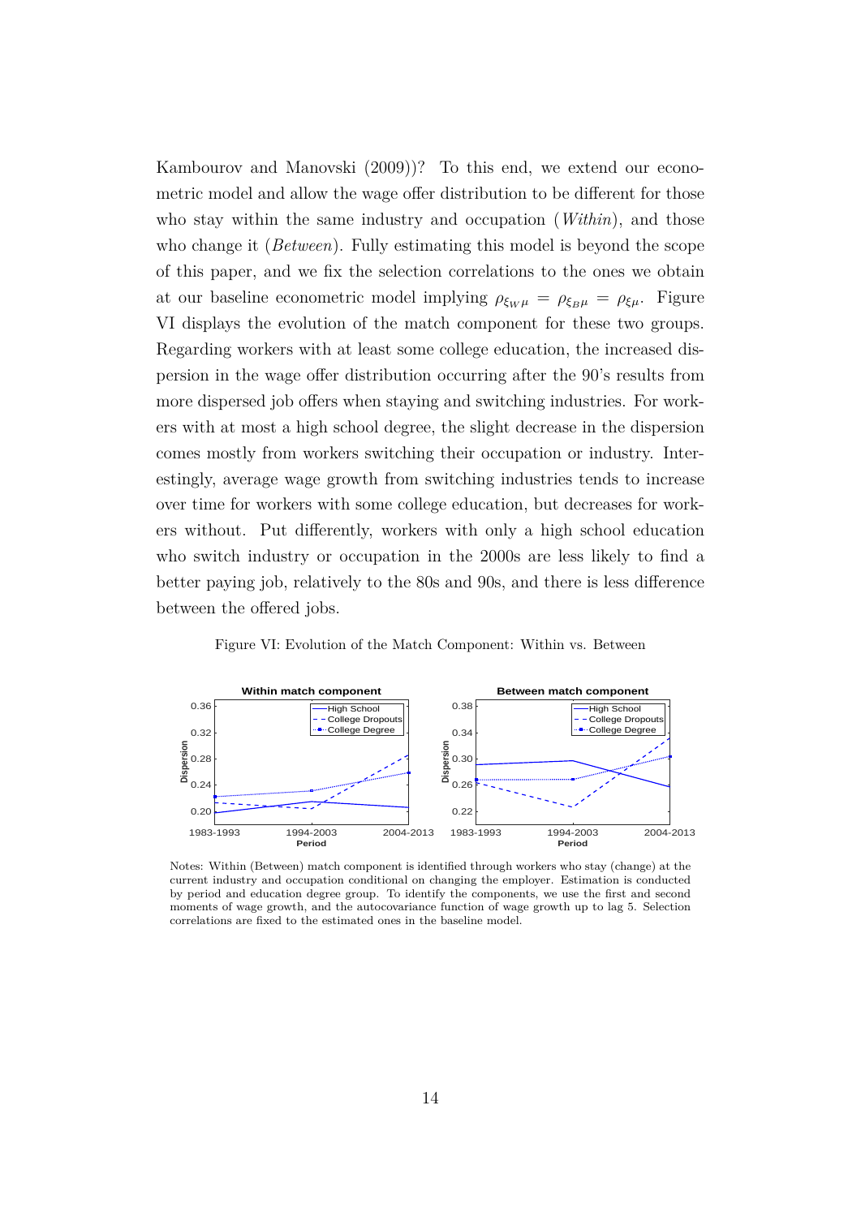Kambourov and Manovski (2009))? To this end, we extend our econometric model and allow the wage offer distribution to be different for those who stay within the same industry and occupation (*Within*), and those who change it (*Between*). Fully estimating this model is beyond the scope of this paper, and we fix the selection correlations to the ones we obtain at our baseline econometric model implying $\rho_{\xi_W \mu} = \rho_{\xi_B \mu} = \rho_{\xi \mu}$. Figure VI displays the evolution of the match component for these two groups. Regarding workers with at least some college education, the increased dispersion in the wage offer distribution occurring after the 90's results from more dispersed job offers when staying and switching industries. For workers with at most a high school degree, the slight decrease in the dispersion comes mostly from workers switching their occupation or industry. Interestingly, average wage growth from switching industries tends to increase over time for workers with some college education, but decreases for workers without. Put differently, workers with only a high school education who switch industry or occupation in the 2000s are less likely to find a better paying job, relatively to the 80s and 90s, and there is less difference between the offered jobs.

Figure VI: Evolution of the Match Component: Within vs. Between

Notes: Within (Between) match component is identified through workers who stay (change) at the current industry and occupation conditional on changing the employer. Estimation is conducted by period and education degree group. To identify the components, we use the first and second moments of wage growth, and the autocovariance function of wage growth up to lag 5. Selection correlations are fixed to the estimated ones in the baseline model.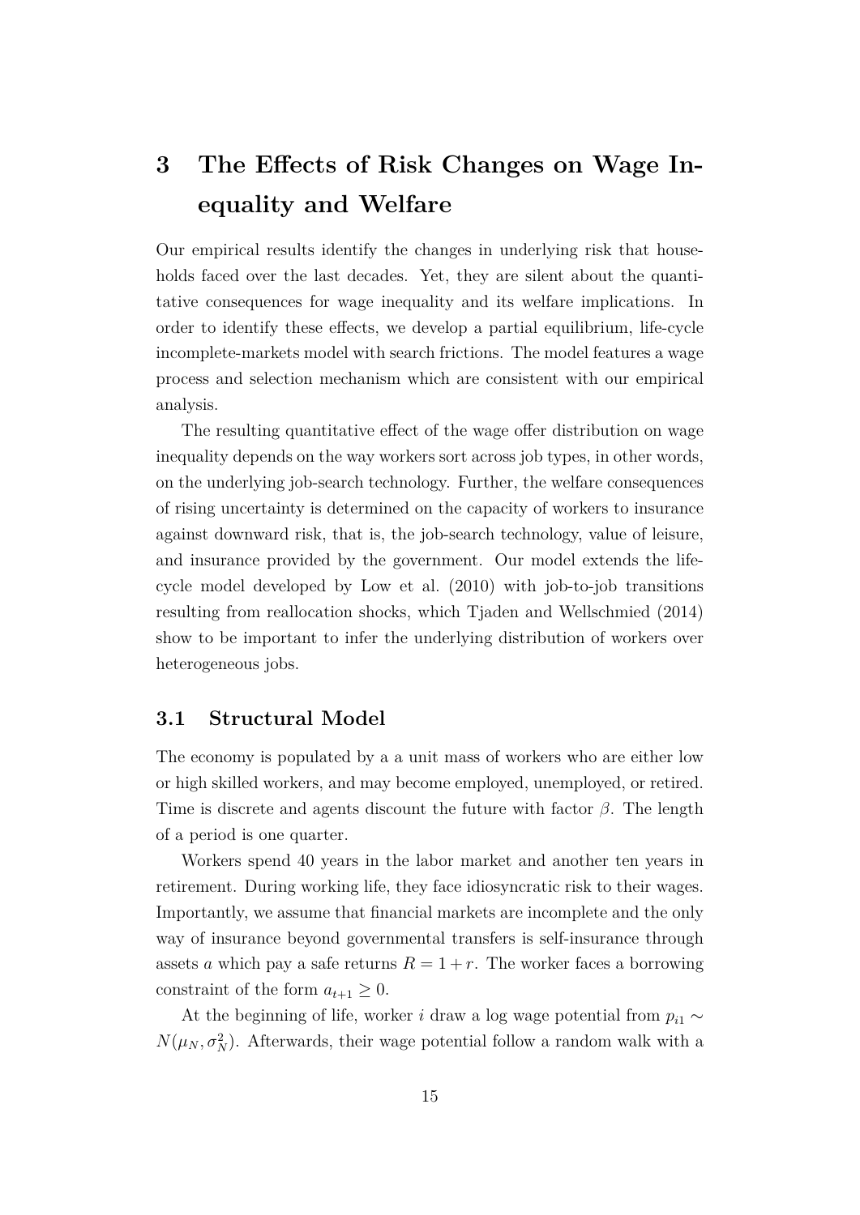# 3 The Effects of Risk Changes on Wage Inequality and Welfare

Our empirical results identify the changes in underlying risk that households faced over the last decades. Yet, they are silent about the quantitative consequences for wage inequality and its welfare implications. In order to identify these effects, we develop a partial equilibrium, life-cycle incomplete-markets model with search frictions. The model features a wage process and selection mechanism which are consistent with our empirical analysis.

The resulting quantitative effect of the wage offer distribution on wage inequality depends on the way workers sort across job types, in other words, on the underlying job-search technology. Further, the welfare consequences of rising uncertainty is determined on the capacity of workers to insurance against downward risk, that is, the job-search technology, value of leisure, and insurance provided by the government. Our model extends the life-cycle model developed by Low et al. (2010) with job-to-job transitions resulting from reallocation shocks, which Tjaden and Wellschmied (2014) show to be important to infer the underlying distribution of workers over heterogeneous jobs.

## 3.1 Structural Model

The economy is populated by a a unit mass of workers who are either low or high skilled workers, and may become employed, unemployed, or retired. Time is discrete and agents discount the future with factor $\beta$. The length of a period is one quarter.

Workers spend 40 years in the labor market and another ten years in retirement. During working life, they face idiosyncratic risk to their wages. Importantly, we assume that financial markets are incomplete and the only way of insurance beyond governmental transfers is self-insurance through assets $a$ which pay a safe returns $R = 1 + r$. The worker faces a borrowing constraint of the form $a_{t+1} \geq 0$.

At the beginning of life, worker $i$ draw a log wage potential from $p_{i1} \sim N(\mu_N, \sigma_N^2)$. Afterwards, their wage potential follow a random walk with a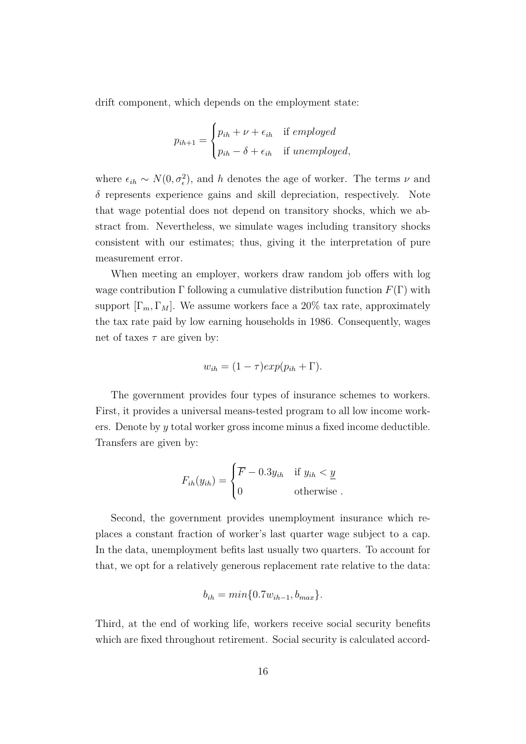drift component, which depends on the employment state:

$$p_{ih+1} = \begin{cases} p_{ih} + \nu + \epsilon_{ih} & \text{if } employed \\ p_{ih} - \delta + \epsilon_{ih} & \text{if } unemployed, \end{cases}$$

where $\epsilon_{ih} \sim N(0, \sigma_\epsilon^2)$, and $h$ denotes the age of worker. The terms $\nu$ and $\delta$ represents experience gains and skill depreciation, respectively. Note that wage potential does not depend on transitory shocks, which we abstract from. Nevertheless, we simulate wages including transitory shocks consistent with our estimates; thus, giving it the interpretation of pure measurement error.

When meeting an employer, workers draw random job offers with log wage contribution $\Gamma$ following a cumulative distribution function $F(\Gamma)$ with support $[\Gamma_m, \Gamma_M]$. We assume workers face a 20% tax rate, approximately the tax rate paid by low earning households in 1986. Consequently, wages net of taxes $\tau$ are given by:

$$w_{ih} = (1 - \tau) exp(p_{ih} + \Gamma).$$

The government provides four types of insurance schemes to workers. First, it provides a universal means-tested program to all low income workers. Denote by $y$ total worker gross income minus a fixed income deductible. Transfers are given by:

$$F_{ih}(y_{ih}) = \begin{cases} \overline{F} - 0.3 y_{ih} & \text{if } y_{ih} < \underline{y} \\ 0 & \text{otherwise .} \end{cases}$$

Second, the government provides unemployment insurance which replaces a constant fraction of worker's last quarter wage subject to a cap. In the data, unemployment befits last usually two quarters. To account for that, we opt for a relatively generous replacement rate relative to the data:

$$b_{ih} = min\{0.7 w_{ih-1}, b_{max}\}.$$

Third, at the end of working life, workers receive social security benefits which are fixed throughout retirement. Social security is calculated accord-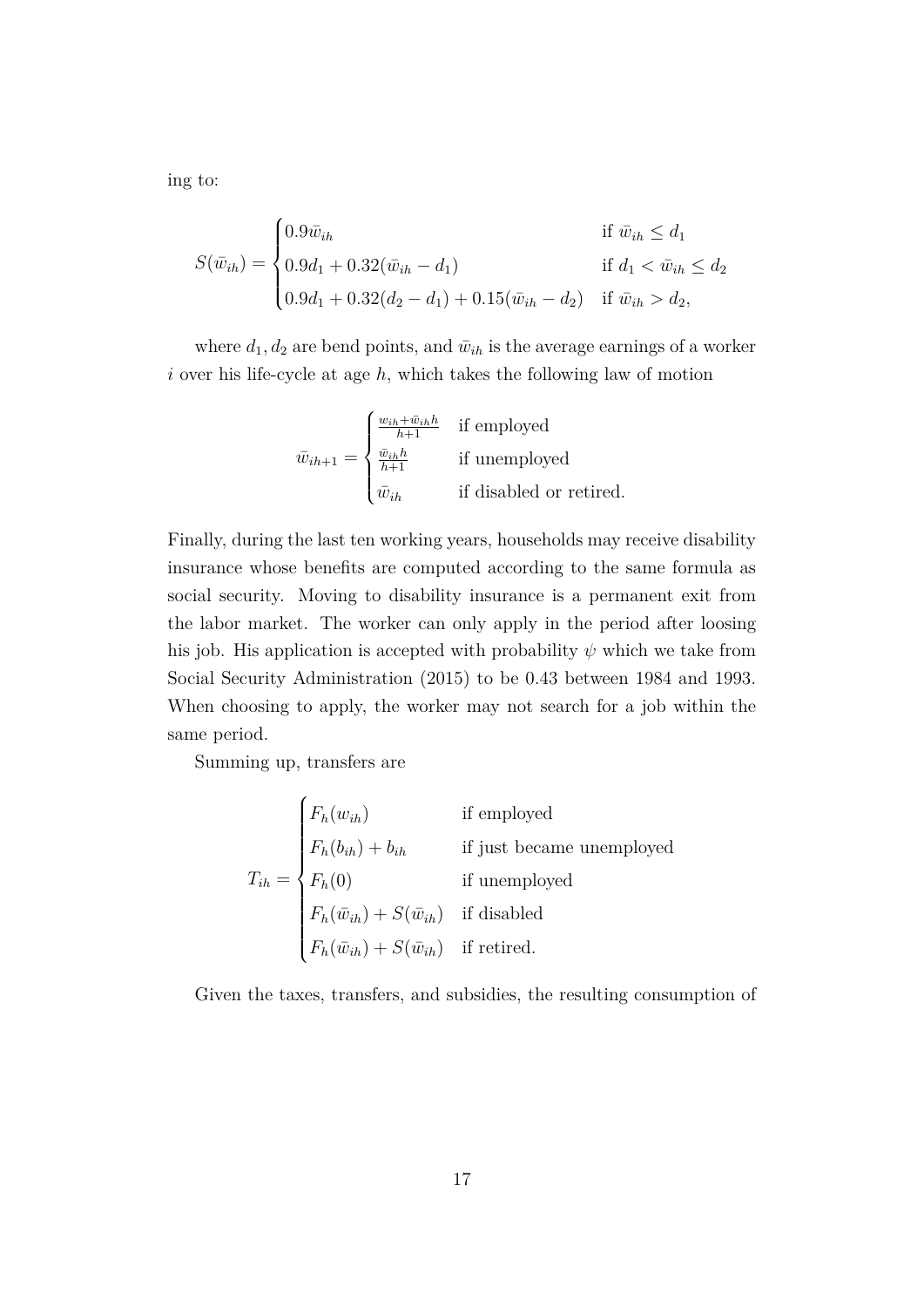ing to:

$$
S(\bar{w}_{ih}) = \begin{cases} 0.9\bar{w}_{ih} & \text{if } \bar{w}_{ih} \leq d_1 \\ 0.9d_1 + 0.32(\bar{w}_{ih} - d_1) & \text{if } d_1 < \bar{w}_{ih} \leq d_2 \\ 0.9d_1 + 0.32(d_2 - d_1) + 0.15(\bar{w}_{ih} - d_2) & \text{if } \bar{w}_{ih} > d_2, \end{cases}
$$

where $d_1, d_2$ are bend points, and $\bar{w}_{ih}$ is the average earnings of a worker $i$ over his life-cycle at age $h$, which takes the following law of motion

$$
\bar{w}_{ih+1} = \begin{cases} \frac{w_{ih} + \bar{w}_{ih}h}{h+1} & \text{if employed} \\ \frac{\bar{w}_{ih}h}{h+1} & \text{if unemployed} \\ \bar{w}_{ih} & \text{if disabled or retired.} \end{cases}
$$

Finally, during the last ten working years, households may receive disability insurance whose benefits are computed according to the same formula as social security. Moving to disability insurance is a permanent exit from the labor market. The worker can only apply in the period after loosing his job. His application is accepted with probability $\psi$ which we take from Social Security Administration (2015) to be 0.43 between 1984 and 1993. When choosing to apply, the worker may not search for a job within the same period.

Summing up, transfers are

$$
T_{ih} = \begin{cases} F_h(w_{ih}) & \text{if employed} \\ F_h(b_{ih}) + b_{ih} & \text{if just became unemployed} \\ F_h(0) & \text{if unemployed} \\ F_h(\bar{w}_{ih}) + S(\bar{w}_{ih}) & \text{if disabled} \\ F_h(\bar{w}_{ih}) + S(\bar{w}_{ih}) & \text{if retired.} \end{cases}
$$

Given the taxes, transfers, and subsidies, the resulting consumption of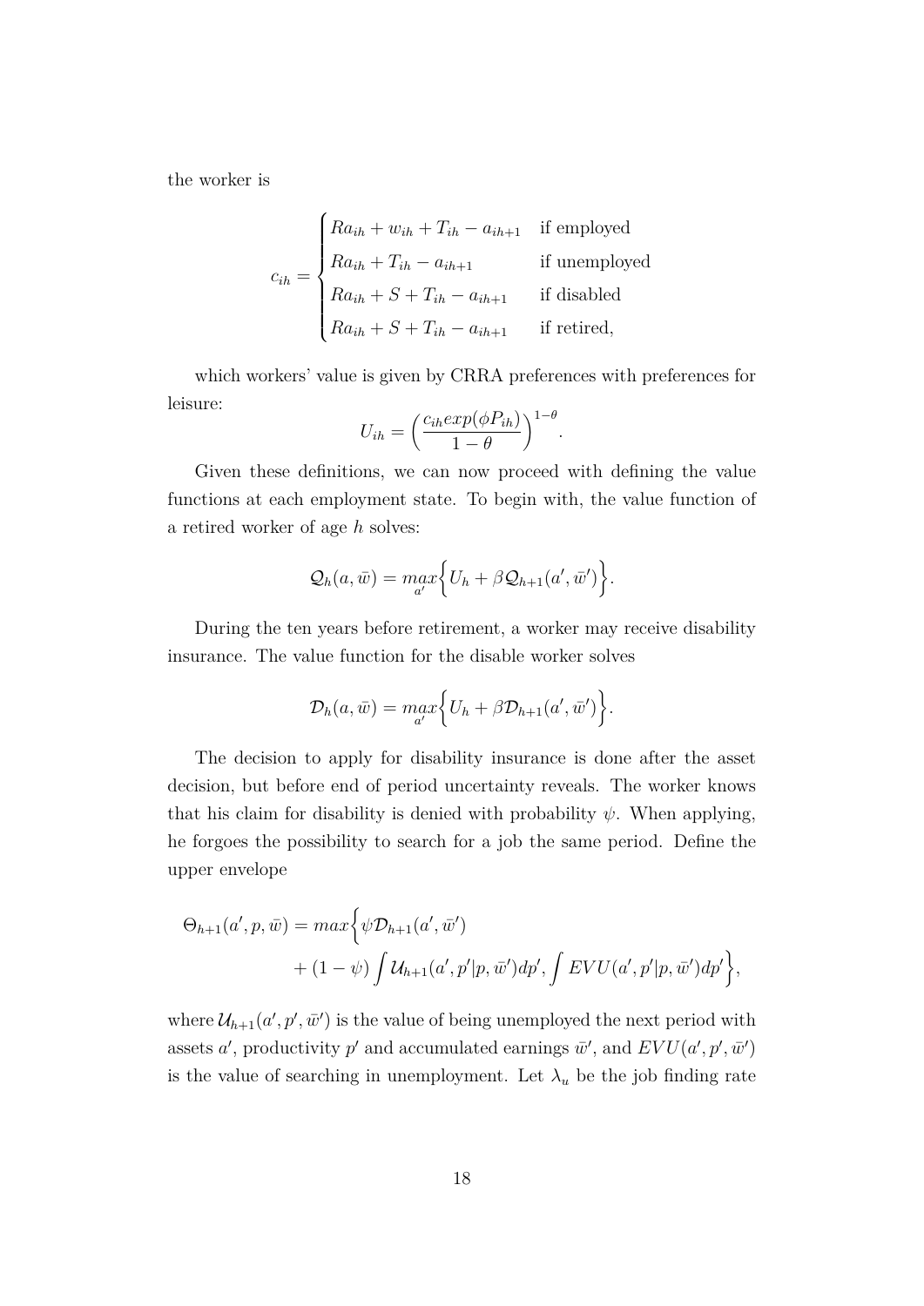the worker is

$$c_{ih} = \begin{cases} Ra_{ih} + w_{ih} + T_{ih} - a_{ih+1} & \text{if employed} \\ Ra_{ih} + T_{ih} - a_{ih+1} & \text{if unemployed} \\ Ra_{ih} + S + T_{ih} - a_{ih+1} & \text{if disabled} \\ Ra_{ih} + S + T_{ih} - a_{ih+1} & \text{if retired,} \end{cases}$$

which workers' value is given by CRRA preferences with preferences for leisure:

$$U_{ih} = \left( \frac{c_{ih} exp(\phi P_{ih})}{1-\theta} \right)^{1-\theta}.$$

Given these definitions, we can now proceed with defining the value functions at each employment state. To begin with, the value function of a retired worker of age $h$ solves:

$$\mathcal{Q}_h(a, \bar{w}) = \max_{a'} \Big\{ U_h + \beta \mathcal{Q}_{h+1}(a', \bar{w}') \Big\}.$$

During the ten years before retirement, a worker may receive disability insurance. The value function for the disable worker solves

$$\mathcal{D}_h(a, \bar{w}) = \max_{a'} \Big\{ U_h + \beta \mathcal{D}_{h+1}(a', \bar{w}') \Big\}.$$

The decision to apply for disability insurance is done after the asset decision, but before end of period uncertainty reveals. The worker knows that his claim for disability is denied with probability $\psi$. When applying, he forgoes the possibility to search for a job the same period. Define the upper envelope

$$\begin{aligned} \Theta_{h+1}(a', p, \bar{w}) = max \Big\{ & \psi \mathcal{D}_{h+1}(a', \bar{w}') \\ & + (1-\psi) \int \mathcal{U}_{h+1}(a', p'|p, \bar{w}') dp', \int EVU(a', p'|p, \bar{w}') dp' \Big\}, \end{aligned}$$

where $\mathcal{U}_{h+1}(a', p', \bar{w}')$ is the value of being unemployed the next period with assets $a'$, productivity $p'$ and accumulated earnings $\bar{w}'$, and $EVU(a', p', \bar{w}')$ is the value of searching in unemployment. Let $\lambda_u$ be the job finding rate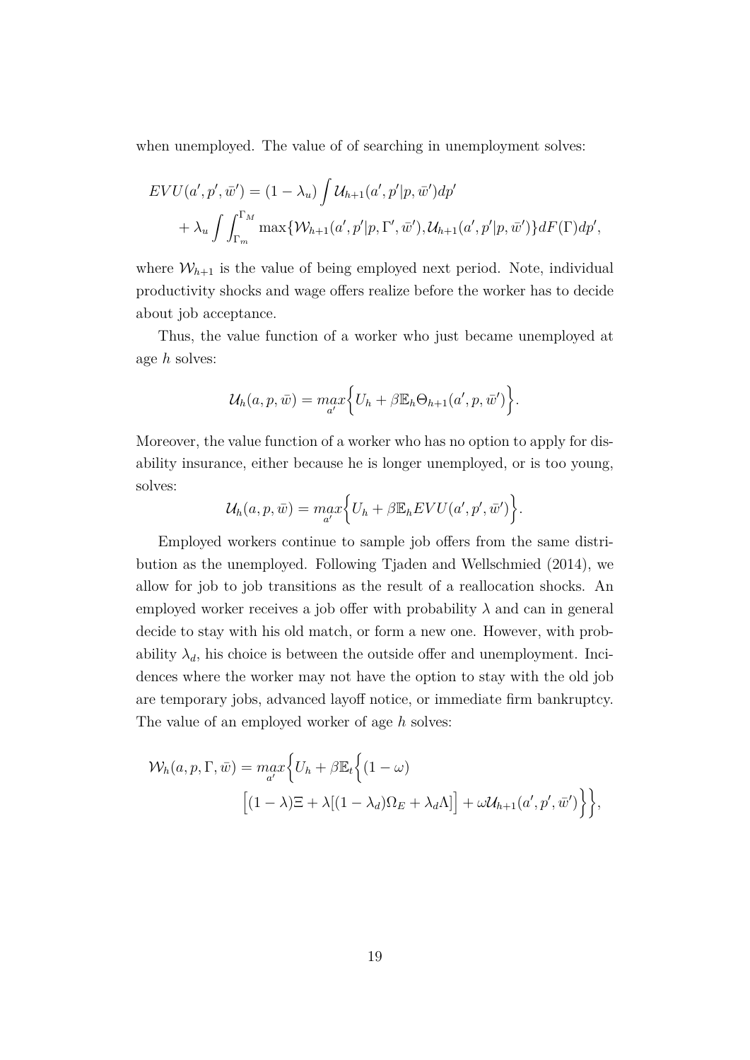when unemployed. The value of of searching in unemployment solves:

$$
\begin{aligned}
EVU(a', p', \bar{w}') &= (1-\lambda_u)\int \mathcal{U}_{h+1}(a', p'|p, \bar{w}')dp' \\
&+ \lambda_u \int\int_{\Gamma_m}^{\Gamma_M} \max\{\mathcal{W}_{h+1}(a', p'|p, \Gamma', \bar{w}'), \mathcal{U}_{h+1}(a', p'|p, \bar{w}')\}dF(\Gamma)dp',
\end{aligned}
$$

where $\mathcal{W}_{h+1}$ is the value of being employed next period. Note, individual productivity shocks and wage offers realize before the worker has to decide about job acceptance.

Thus, the value function of a worker who just became unemployed at age $h$ solves:

$$
\mathcal{U}_h(a, p, \bar{w}) = \max_{a'}\Big\{U_h + \beta\mathbb{E}_h\Theta_{h+1}(a', p, \bar{w}')\Big\}.
$$

Moreover, the value function of a worker who has no option to apply for disability insurance, either because he is longer unemployed, or is too young, solves:

$$
\mathcal{U}_h(a, p, \bar{w}) = \max_{a'}\Big\{U_h + \beta\mathbb{E}_h EVU(a', p', \bar{w}')\Big\}.
$$

Employed workers continue to sample job offers from the same distribution as the unemployed. Following Tjaden and Wellschmied (2014), we allow for job to job transitions as the result of a reallocation shocks. An employed worker receives a job offer with probability $\lambda$ and can in general decide to stay with his old match, or form a new one. However, with probability $\lambda_d$, his choice is between the outside offer and unemployment. Incidences where the worker may not have the option to stay with the old job are temporary jobs, advanced layoff notice, or immediate firm bankruptcy. The value of an employed worker of age $h$ solves:

$$
\begin{aligned}
\mathcal{W}_h(a, p, \Gamma, \bar{w}) = \max_{a'}\Big\{U_h + \beta\mathbb{E}_t\Big\{&(1-\omega) \\
&\Big[(1-\lambda)\Xi + \lambda[(1-\lambda_d)\Omega_E + \lambda_d\Lambda]\Big] + \omega\mathcal{U}_{h+1}(a', p', \bar{w}')\Big\}\Big\},
\end{aligned}
$$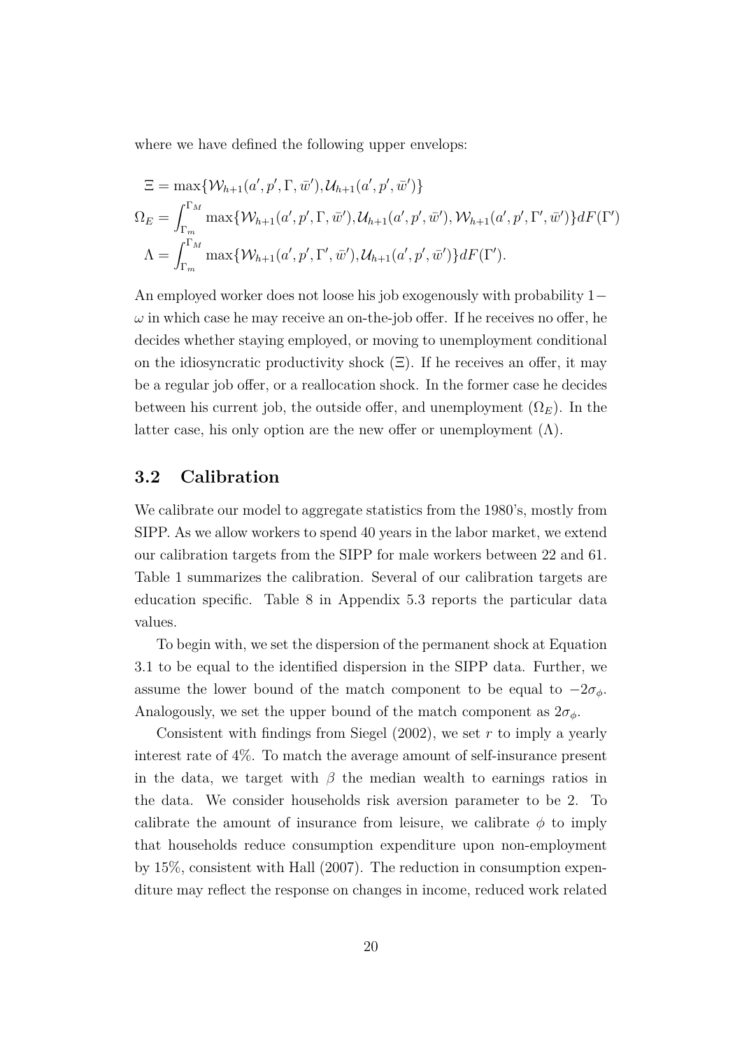where we have defined the following upper envelops:

$$
\begin{aligned}
\Xi &= \max\{\mathcal{W}_{h+1}(a', p', \Gamma, \bar{w}'), \mathcal{U}_{h+1}(a', p', \bar{w}')\} \\
\Omega_E &= \int_{\Gamma_m}^{\Gamma_M} \max\{\mathcal{W}_{h+1}(a', p', \Gamma, \bar{w}'), \mathcal{U}_{h+1}(a', p', \bar{w}'), \mathcal{W}_{h+1}(a', p', \Gamma', \bar{w}')\} dF(\Gamma') \\
\Lambda &= \int_{\Gamma_m}^{\Gamma_M} \max\{\mathcal{W}_{h+1}(a', p', \Gamma', \bar{w}'), \mathcal{U}_{h+1}(a', p', \bar{w}')\} dF(\Gamma').
\end{aligned}
$$

An employed worker does not loose his job exogenously with probability $1-\omega$ in which case he may receive an on-the-job offer. If he receives no offer, he decides whether staying employed, or moving to unemployment conditional on the idiosyncratic productivity shock ($\Xi$). If he receives an offer, it may be a regular job offer, or a reallocation shock. In the former case he decides between his current job, the outside offer, and unemployment ($\Omega_E$). In the latter case, his only option are the new offer or unemployment ($\Lambda$).

## 3.2 Calibration

We calibrate our model to aggregate statistics from the 1980's, mostly from SIPP. As we allow workers to spend 40 years in the labor market, we extend our calibration targets from the SIPP for male workers between 22 and 61. Table 1 summarizes the calibration. Several of our calibration targets are education specific. Table 8 in Appendix 5.3 reports the particular data values.

To begin with, we set the dispersion of the permanent shock at Equation 3.1 to be equal to the identified dispersion in the SIPP data. Further, we assume the lower bound of the match component to be equal to $-2\sigma_\phi$. Analogously, we set the upper bound of the match component as $2\sigma_\phi$.

Consistent with findings from Siegel (2002), we set $r$ to imply a yearly interest rate of 4%. To match the average amount of self-insurance present in the data, we target with $\beta$ the median wealth to earnings ratios in the data. We consider households risk aversion parameter to be 2. To calibrate the amount of insurance from leisure, we calibrate $\phi$ to imply that households reduce consumption expenditure upon non-employment by 15%, consistent with Hall (2007). The reduction in consumption expenditure may reflect the response on changes in income, reduced work related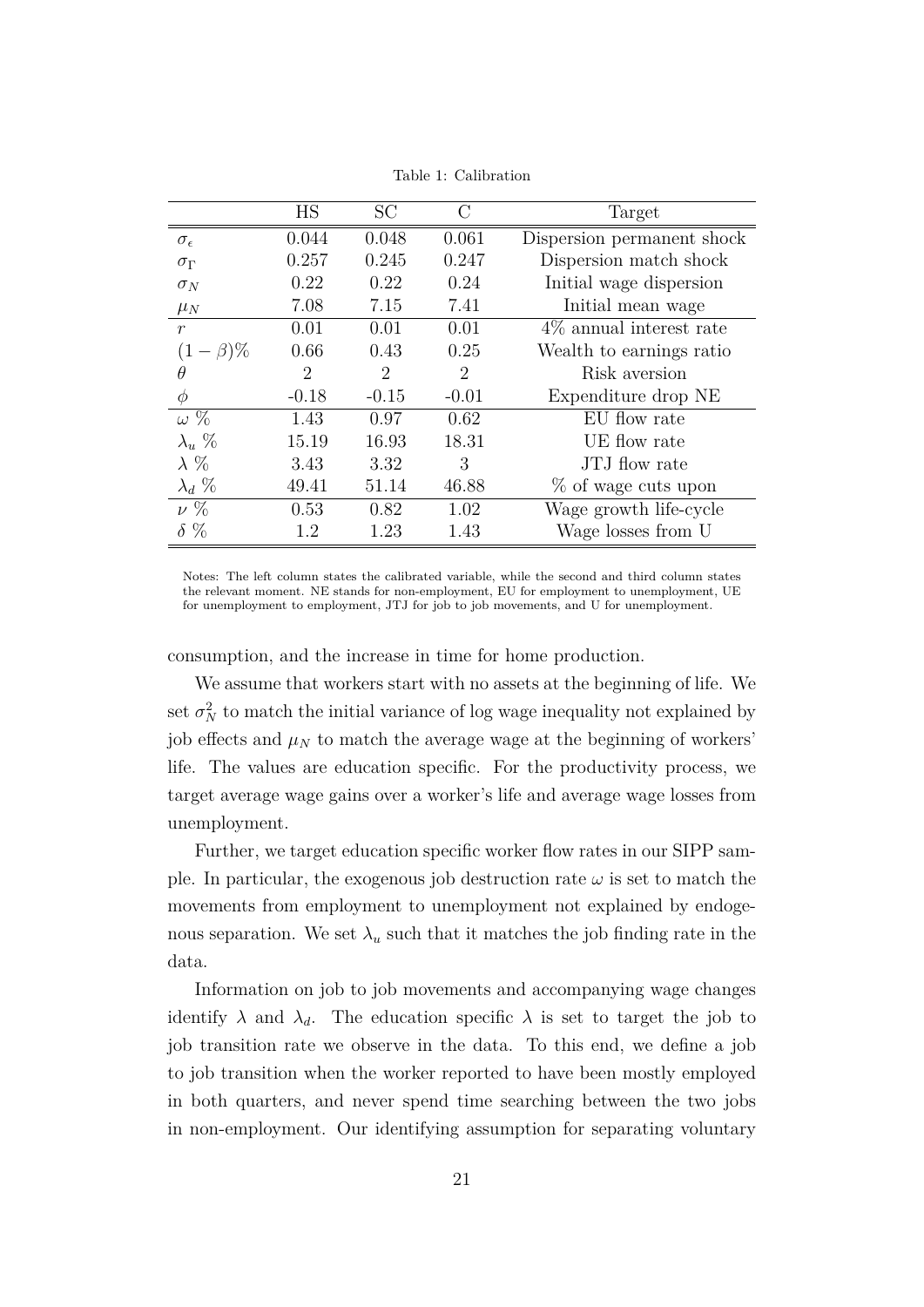Table 1: Calibration

| | HS | SC | C | Target |
|---|---|---|---|---|
| $\sigma_\epsilon$ | 0.044 | 0.048 | 0.061 | Dispersion permanent shock |
| $\sigma_\Gamma$ | 0.257 | 0.245 | 0.247 | Dispersion match shock |
| $\sigma_N$ | 0.22 | 0.22 | 0.24 | Initial wage dispersion |
| $\mu_N$ | 7.08 | 7.15 | 7.41 | Initial mean wage |
| $r$ | 0.01 | 0.01 | 0.01 | 4% annual interest rate |
| $(1-\beta)\%$ | 0.66 | 0.43 | 0.25 | Wealth to earnings ratio |
| $\theta$ | 2 | 2 | 2 | Risk aversion |
| $\phi$ | -0.18 | -0.15 | -0.01 | Expenditure drop NE |
| $\omega$ % | 1.43 | 0.97 | 0.62 | EU flow rate |
| $\lambda_u$ % | 15.19 | 16.93 | 18.31 | UE flow rate |
| $\lambda$ % | 3.43 | 3.32 | 3 | JTJ flow rate |
| $\lambda_d$ % | 49.41 | 51.14 | 46.88 | % of wage cuts upon |
| $\nu$ % | 0.53 | 0.82 | 1.02 | Wage growth life-cycle |
| $\delta$ % | 1.2 | 1.23 | 1.43 | Wage losses from U |

Notes: The left column states the calibrated variable, while the second and third column states the relevant moment. NE stands for non-employment, EU for employment to unemployment, UE for unemployment to employment, JTJ for job to job movements, and U for unemployment.

consumption, and the increase in time for home production.

We assume that workers start with no assets at the beginning of life. We set $\sigma_N^2$ to match the initial variance of log wage inequality not explained by job effects and $\mu_N$ to match the average wage at the beginning of workers' life. The values are education specific. For the productivity process, we target average wage gains over a worker's life and average wage losses from unemployment.

Further, we target education specific worker flow rates in our SIPP sample. In particular, the exogenous job destruction rate $\omega$ is set to match the movements from employment to unemployment not explained by endogenous separation. We set $\lambda_u$ such that it matches the job finding rate in the data.

Information on job to job movements and accompanying wage changes identify $\lambda$ and $\lambda_d$. The education specific $\lambda$ is set to target the job to job transition rate we observe in the data. To this end, we define a job to job transition when the worker reported to have been mostly employed in both quarters, and never spend time searching between the two jobs in non-employment. Our identifying assumption for separating voluntary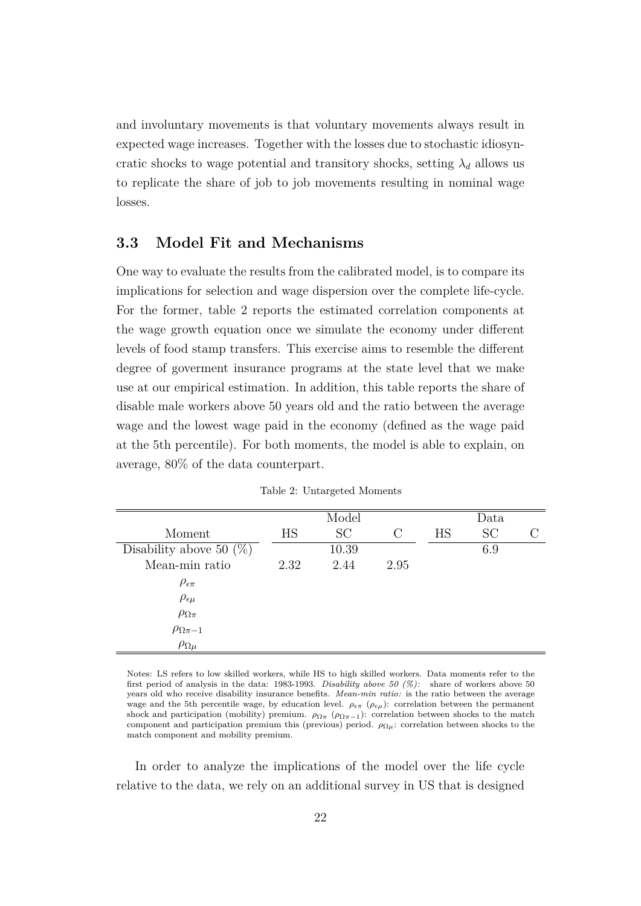and involuntary movements is that voluntary movements always result in expected wage increases. Together with the losses due to stochastic idiosyncratic shocks to wage potential and transitory shocks, setting $\lambda_d$ allows us to replicate the share of job to job movements resulting in nominal wage losses.

### 3.3 Model Fit and Mechanisms

One way to evaluate the results from the calibrated model, is to compare its implications for selection and wage dispersion over the complete life-cycle. For the former, table 2 reports the estimated correlation components at the wage growth equation once we simulate the economy under different levels of food stamp transfers. This exercise aims to resemble the different degree of goverment insurance programs at the state level that we make use at our empirical estimation. In addition, this table reports the share of disable male workers above 50 years old and the ratio between the average wage and the lowest wage paid in the economy (defined as the wage paid at the 5th percentile). For both moments, the model is able to explain, on average, 80% of the data counterpart.

Table 2: Untargeted Moments

| | Model | | | Data | | |
|---|---|---|---|---|---|---|
| Moment | HS | SC | C | HS | SC | C |
| Disability above 50 (%) | | 10.39 | | | 6.9 | |
| Mean-min ratio | 2.32 | 2.44 | 2.95 | | | |
| $\rho_{\epsilon\pi}$ | | | | | | |
| $\rho_{\epsilon\mu}$ | | | | | | |
| $\rho_{\Omega\pi}$ | | | | | | |
| $\rho_{\Omega\pi-1}$ | | | | | | |
| $\rho_{\Omega\mu}$ | | | | | | |

Notes: LS refers to low skilled workers, while HS to high skilled workers. Data moments refer to the first period of analysis in the data: 1983-1993. *Disability above 50 (%):* share of workers above 50 years old who receive disability insurance benefits. *Mean-min ratio:* is the ratio between the average wage and the 5th percentile wage, by education level. $\rho_{\epsilon\pi}$ ($\rho_{\epsilon\mu}$): correlation between the permanent shock and participation (mobility) premium. $\rho_{\Omega\pi}$ ($\rho_{\Omega\pi-1}$): correlation between shocks to the match component and participation premium this (previous) period. $\rho_{\Omega\mu}$: correlation between shocks to the match component and mobility premium.

In order to analyze the implications of the model over the life cycle relative to the data, we rely on an additional survey in US that is designed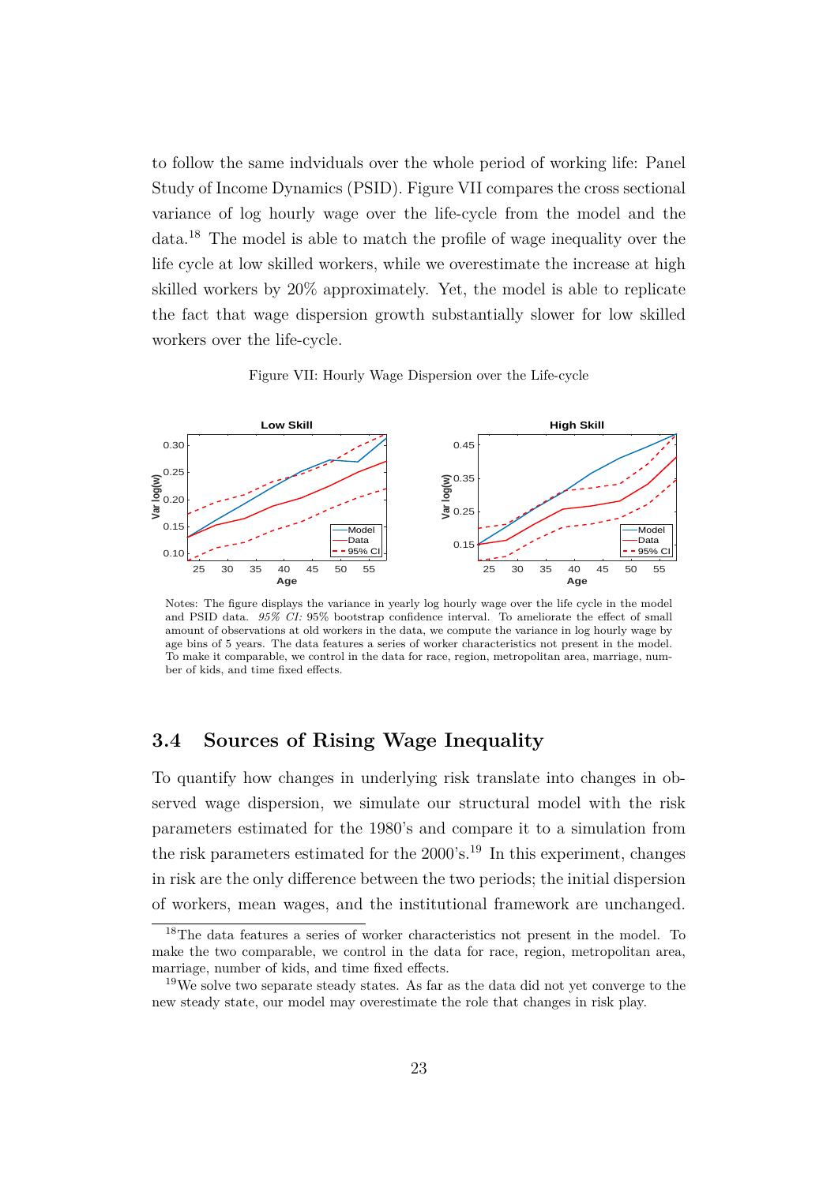to follow the same indviduals over the whole period of working life: Panel Study of Income Dynamics (PSID). Figure VII compares the cross sectional variance of log hourly wage over the life-cycle from the model and the data.[18] The model is able to match the profile of wage inequality over the life cycle at low skilled workers, while we overestimate the increase at high skilled workers by 20% approximately. Yet, the model is able to replicate the fact that wage dispersion growth substantially slower for low skilled workers over the life-cycle.

Figure VII: Hourly Wage Dispersion over the Life-cycle

Notes: The figure displays the variance in yearly log hourly wage over the life cycle in the model and PSID data. *95% CI:* 95% bootstrap confidence interval. To ameliorate the effect of small amount of observations at old workers in the data, we compute the variance in log hourly wage by age bins of 5 years. The data features a series of worker characteristics not present in the model. To make it comparable, we control in the data for race, region, metropolitan area, marriage, number of kids, and time fixed effects.

## 3.4 Sources of Rising Wage Inequality

To quantify how changes in underlying risk translate into changes in observed wage dispersion, we simulate our structural model with the risk parameters estimated for the 1980's and compare it to a simulation from the risk parameters estimated for the 2000's.[19] In this experiment, changes in risk are the only difference between the two periods; the initial dispersion of workers, mean wages, and the institutional framework are unchanged.

[18] The data features a series of worker characteristics not present in the model. To make the two comparable, we control in the data for race, region, metropolitan area, marriage, number of kids, and time fixed effects.

[19] We solve two separate steady states. As far as the data did not yet converge to the new steady state, our model may overestimate the role that changes in risk play.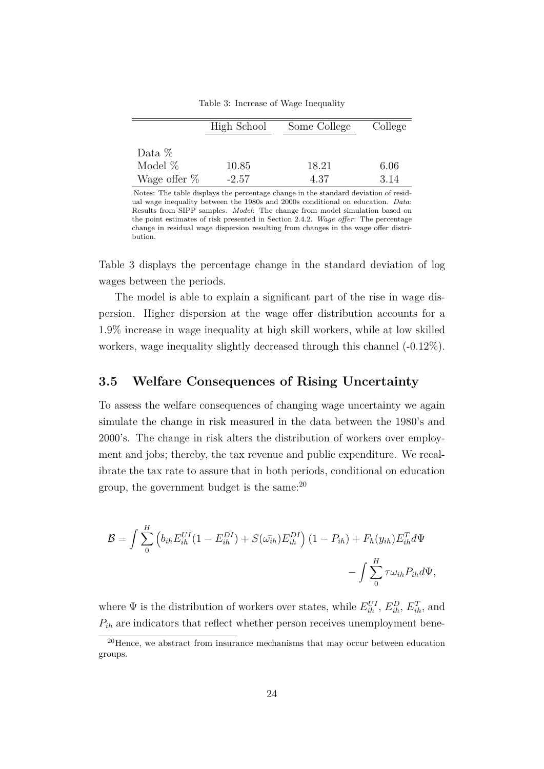Table 3: Increase of Wage Inequality

| | High School | Some College | College |
|---|---|---|---|
| Data % | | | |
| Model % | 10.85 | 18.21 | 6.06 |
| Wage offer % | -2.57 | 4.37 | 3.14 |

Notes: The table displays the percentage change in the standard deviation of residual wage inequality between the 1980s and 2000s conditional on education. *Data*: Results from SIPP samples. *Model*: The change from model simulation based on the point estimates of risk presented in Section 2.4.2. *Wage offer*: The percentage change in residual wage dispersion resulting from changes in the wage offer distribution.

Table 3 displays the percentage change in the standard deviation of log wages between the periods.

The model is able to explain a significant part of the rise in wage dispersion. Higher dispersion at the wage offer distribution accounts for a 1.9% increase in wage inequality at high skill workers, while at low skilled workers, wage inequality slightly decreased through this channel (-0.12%).

## 3.5 Welfare Consequences of Rising Uncertainty

To assess the welfare consequences of changing wage uncertainty we again simulate the change in risk measured in the data between the 1980's and 2000's. The change in risk alters the distribution of workers over employment and jobs; thereby, the tax revenue and public expenditure. We recalibrate the tax rate to assure that in both periods, conditional on education group, the government budget is the same:[20]

$$\mathcal{B} = \int \sum_{0}^{H} \left( b_{ih} E_{ih}^{UI} (1 - E_{ih}^{DI}) + S(\bar{\omega_{ih}}) E_{ih}^{DI} \right) (1 - P_{ih}) + F_h(y_{ih}) E_{ih}^{T} d\Psi - \int \sum_{0}^{H} \tau \omega_{ih} P_{ih} d\Psi,$$

where $\Psi$ is the distribution of workers over states, while $E_{ih}^{UI}$, $E_{ih}^{D}$, $E_{ih}^{T}$, and $P_{ih}$ are indicators that reflect whether person receives unemployment bene-

[20] Hence, we abstract from insurance mechanisms that may occur between education groups.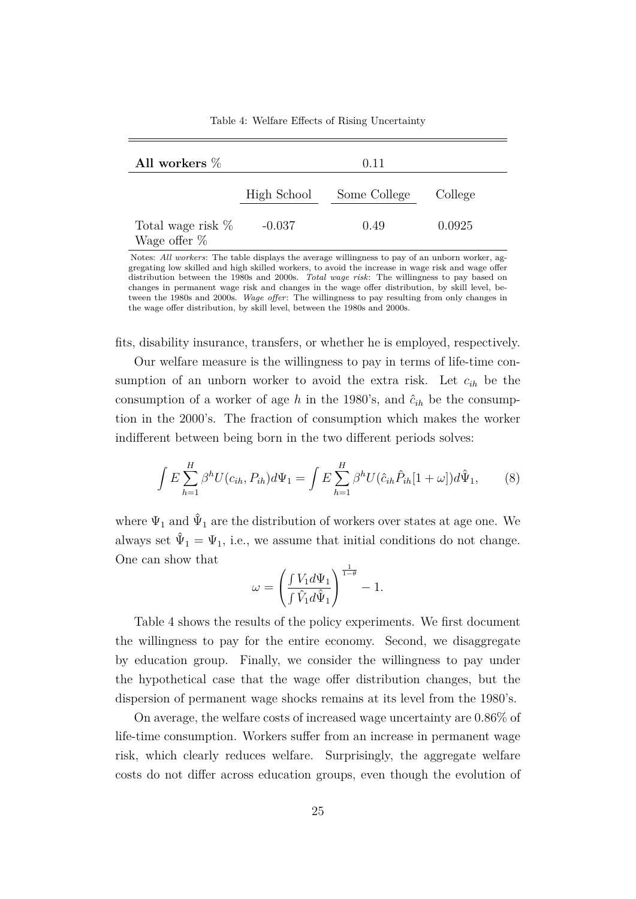Table 4: Welfare Effects of Rising Uncertainty

| **All workers** % | | 0.11 | |
|---|---|---|---|
| | High School | Some College | College |
| Total wage risk % | -0.037 | 0.49 | 0.0925 |
| Wage offer % | | | |

Notes: *All workers*: The table displays the average willingness to pay of an unborn worker, aggregating low skilled and high skilled workers, to avoid the increase in wage risk and wage offer distribution between the 1980s and 2000s. *Total wage risk*: The willingness to pay based on changes in permanent wage risk and changes in the wage offer distribution, by skill level, between the 1980s and 2000s. *Wage offer*: The willingness to pay resulting from only changes in the wage offer distribution, by skill level, between the 1980s and 2000s.

fits, disability insurance, transfers, or whether he is employed, respectively.

Our welfare measure is the willingness to pay in terms of life-time consumption of an unborn worker to avoid the extra risk. Let $c_{ih}$ be the consumption of a worker of age $h$ in the 1980's, and $\hat{c}_{ih}$ be the consumption in the 2000's. The fraction of consumption which makes the worker indifferent between being born in the two different periods solves:

$$\int E \sum_{h=1}^{H} \beta^h U(c_{ih}, P_{ih}) d\Psi_1 = \int E \sum_{h=1}^{H} \beta^h U(\hat{c}_{ih} \hat{P}_{ih}[1+\omega]) d\hat{\Psi}_1, \tag{8}$$

where $\Psi_1$ and $\hat{\Psi}_1$ are the distribution of workers over states at age one. We always set $\hat{\Psi}_1 = \Psi_1$, i.e., we assume that initial conditions do not change. One can show that

$$\omega = \left( \frac{\int V_1 d\Psi_1}{\int \hat{V}_1 d\hat{\Psi}_1} \right)^{\frac{1}{1-\theta}} - 1.$$

Table 4 shows the results of the policy experiments. We first document the willingness to pay for the entire economy. Second, we disaggregate by education group. Finally, we consider the willingness to pay under the hypothetical case that the wage offer distribution changes, but the dispersion of permanent wage shocks remains at its level from the 1980's.

On average, the welfare costs of increased wage uncertainty are 0.86% of life-time consumption. Workers suffer from an increase in permanent wage risk, which clearly reduces welfare. Surprisingly, the aggregate welfare costs do not differ across education groups, even though the evolution of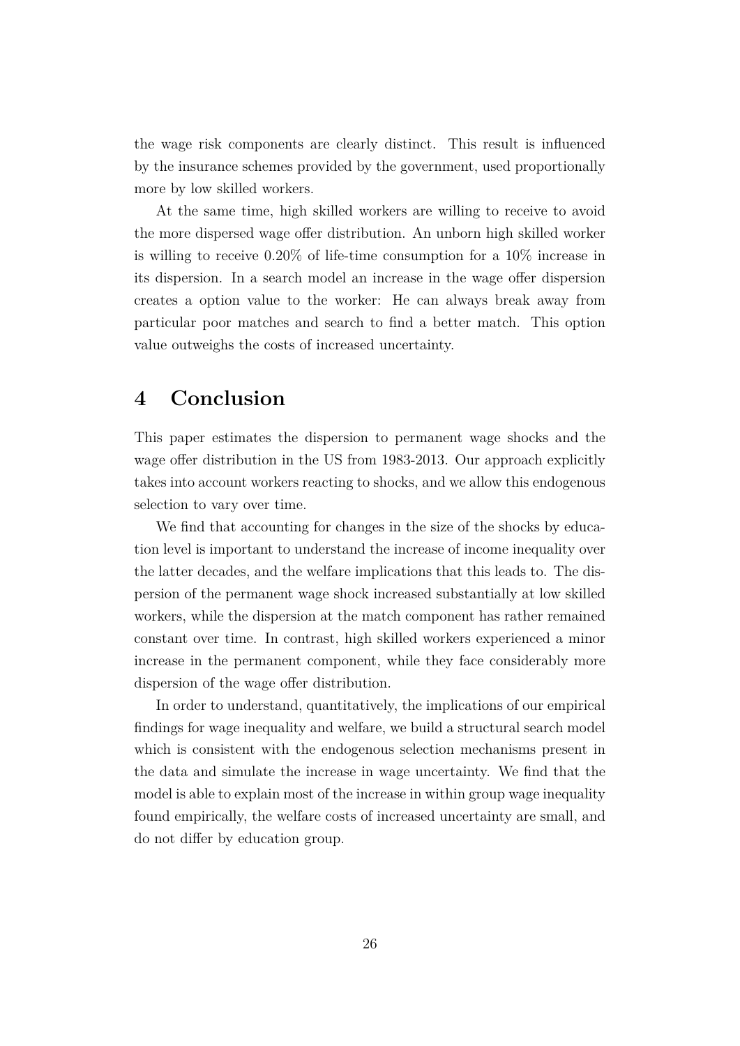the wage risk components are clearly distinct. This result is influenced by the insurance schemes provided by the government, used proportionally more by low skilled workers.

At the same time, high skilled workers are willing to receive to avoid the more dispersed wage offer distribution. An unborn high skilled worker is willing to receive 0.20% of life-time consumption for a 10% increase in its dispersion. In a search model an increase in the wage offer dispersion creates a option value to the worker: He can always break away from particular poor matches and search to find a better match. This option value outweighs the costs of increased uncertainty.

# 4 Conclusion

This paper estimates the dispersion to permanent wage shocks and the wage offer distribution in the US from 1983-2013. Our approach explicitly takes into account workers reacting to shocks, and we allow this endogenous selection to vary over time.

We find that accounting for changes in the size of the shocks by education level is important to understand the increase of income inequality over the latter decades, and the welfare implications that this leads to. The dispersion of the permanent wage shock increased substantially at low skilled workers, while the dispersion at the match component has rather remained constant over time. In contrast, high skilled workers experienced a minor increase in the permanent component, while they face considerably more dispersion of the wage offer distribution.

In order to understand, quantitatively, the implications of our empirical findings for wage inequality and welfare, we build a structural search model which is consistent with the endogenous selection mechanisms present in the data and simulate the increase in wage uncertainty. We find that the model is able to explain most of the increase in within group wage inequality found empirically, the welfare costs of increased uncertainty are small, and do not differ by education group.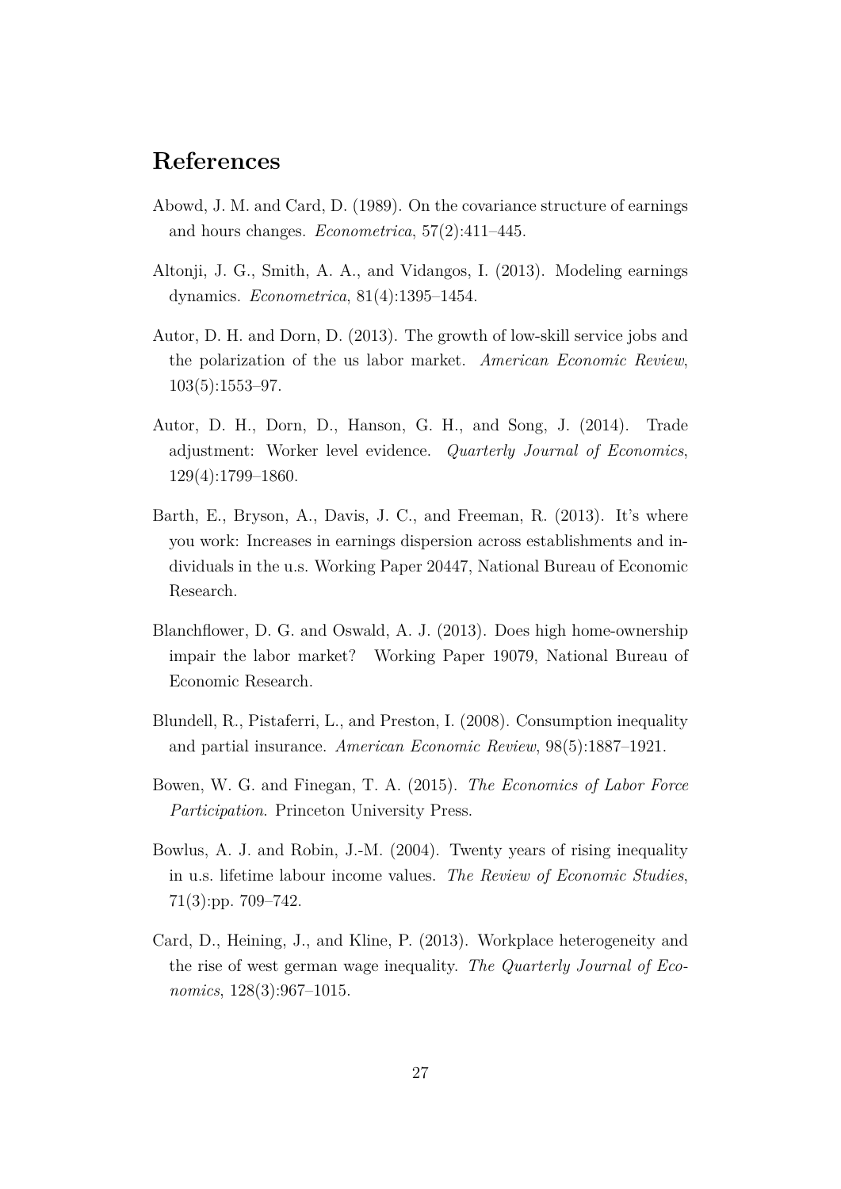# References

Abowd, J. M. and Card, D. (1989). On the covariance structure of earnings and hours changes. *Econometrica*, 57(2):411–445.

Altonji, J. G., Smith, A. A., and Vidangos, I. (2013). Modeling earnings dynamics. *Econometrica*, 81(4):1395–1454.

Autor, D. H. and Dorn, D. (2013). The growth of low-skill service jobs and the polarization of the us labor market. *American Economic Review*, 103(5):1553–97.

Autor, D. H., Dorn, D., Hanson, G. H., and Song, J. (2014). Trade adjustment: Worker level evidence. *Quarterly Journal of Economics*, 129(4):1799–1860.

Barth, E., Bryson, A., Davis, J. C., and Freeman, R. (2013). It's where you work: Increases in earnings dispersion across establishments and individuals in the u.s. Working Paper 20447, National Bureau of Economic Research.

Blanchflower, D. G. and Oswald, A. J. (2013). Does high home-ownership impair the labor market? Working Paper 19079, National Bureau of Economic Research.

Blundell, R., Pistaferri, L., and Preston, I. (2008). Consumption inequality and partial insurance. *American Economic Review*, 98(5):1887–1921.

Bowen, W. G. and Finegan, T. A. (2015). *The Economics of Labor Force Participation*. Princeton University Press.

Bowlus, A. J. and Robin, J.-M. (2004). Twenty years of rising inequality in u.s. lifetime labour income values. *The Review of Economic Studies*, 71(3):pp. 709–742.

Card, D., Heining, J., and Kline, P. (2013). Workplace heterogeneity and the rise of west german wage inequality. *The Quarterly Journal of Economics*, 128(3):967–1015.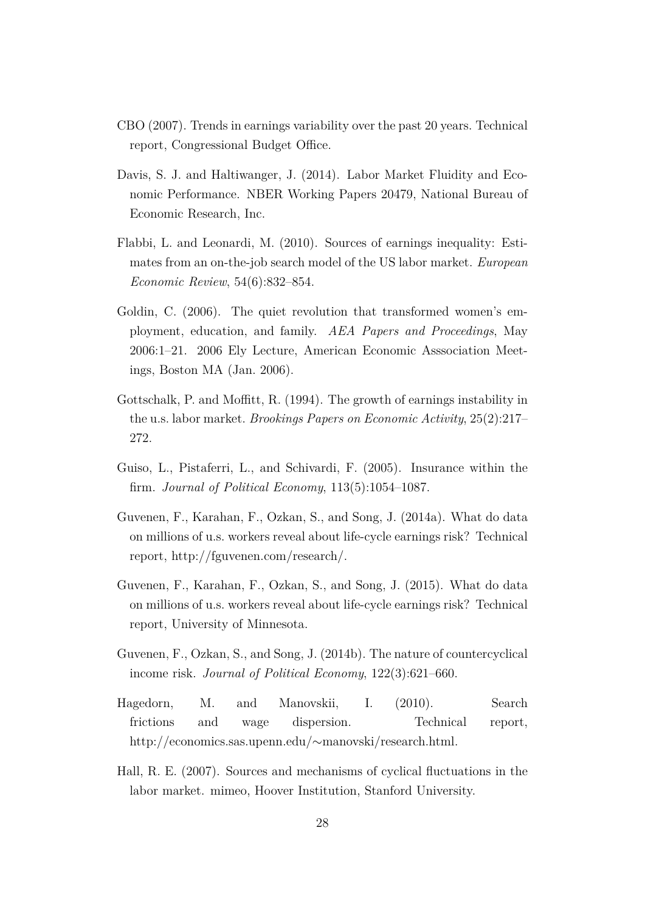CBO (2007). Trends in earnings variability over the past 20 years. Technical report, Congressional Budget Office.

Davis, S. J. and Haltiwanger, J. (2014). Labor Market Fluidity and Economic Performance. NBER Working Papers 20479, National Bureau of Economic Research, Inc.

Flabbi, L. and Leonardi, M. (2010). Sources of earnings inequality: Estimates from an on-the-job search model of the US labor market. *European Economic Review*, 54(6):832–854.

Goldin, C. (2006). The quiet revolution that transformed women's employment, education, and family. *AEA Papers and Proceedings*, May 2006:1–21. 2006 Ely Lecture, American Economic Asssociation Meetings, Boston MA (Jan. 2006).

Gottschalk, P. and Moffitt, R. (1994). The growth of earnings instability in the u.s. labor market. *Brookings Papers on Economic Activity*, 25(2):217–272.

Guiso, L., Pistaferri, L., and Schivardi, F. (2005). Insurance within the firm. *Journal of Political Economy*, 113(5):1054–1087.

Guvenen, F., Karahan, F., Ozkan, S., and Song, J. (2014a). What do data on millions of u.s. workers reveal about life-cycle earnings risk? Technical report, http://fguvenen.com/research/.

Guvenen, F., Karahan, F., Ozkan, S., and Song, J. (2015). What do data on millions of u.s. workers reveal about life-cycle earnings risk? Technical report, University of Minnesota.

Guvenen, F., Ozkan, S., and Song, J. (2014b). The nature of countercyclical income risk. *Journal of Political Economy*, 122(3):621–660.

Hagedorn, M. and Manovskii, I. (2010). Search frictions and wage dispersion. Technical report, http://economics.sas.upenn.edu/∼manovski/research.html.

Hall, R. E. (2007). Sources and mechanisms of cyclical fluctuations in the labor market. mimeo, Hoover Institution, Stanford University.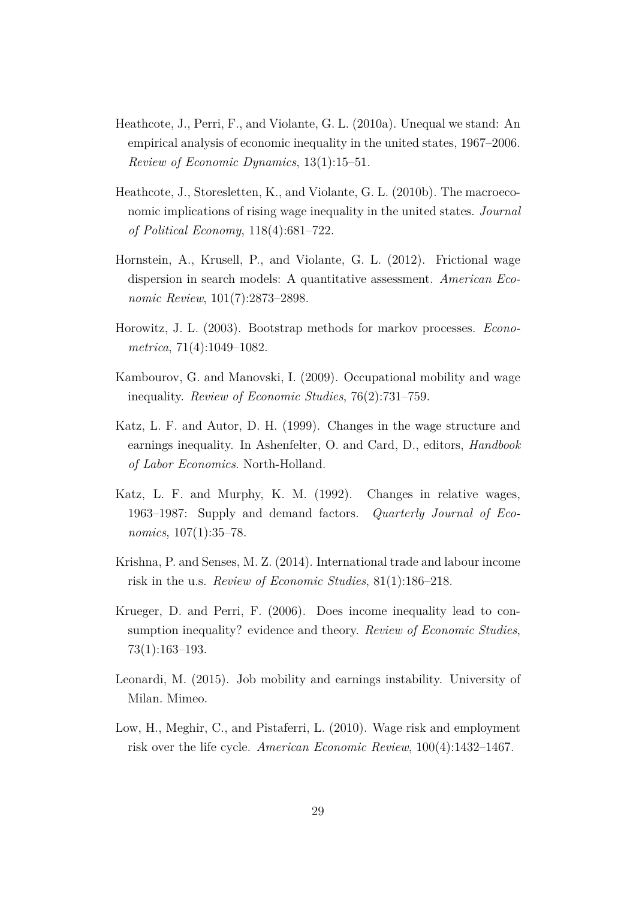Heathcote, J., Perri, F., and Violante, G. L. (2010a). Unequal we stand: An empirical analysis of economic inequality in the united states, 1967–2006. *Review of Economic Dynamics*, 13(1):15–51.

Heathcote, J., Storesletten, K., and Violante, G. L. (2010b). The macroeconomic implications of rising wage inequality in the united states. *Journal of Political Economy*, 118(4):681–722.

Hornstein, A., Krusell, P., and Violante, G. L. (2012). Frictional wage dispersion in search models: A quantitative assessment. *American Economic Review*, 101(7):2873–2898.

Horowitz, J. L. (2003). Bootstrap methods for markov processes. *Econometrica*, 71(4):1049–1082.

Kambourov, G. and Manovski, I. (2009). Occupational mobility and wage inequality. *Review of Economic Studies*, 76(2):731–759.

Katz, L. F. and Autor, D. H. (1999). Changes in the wage structure and earnings inequality. In Ashenfelter, O. and Card, D., editors, *Handbook of Labor Economics*. North-Holland.

Katz, L. F. and Murphy, K. M. (1992). Changes in relative wages, 1963–1987: Supply and demand factors. *Quarterly Journal of Economics*, 107(1):35–78.

Krishna, P. and Senses, M. Z. (2014). International trade and labour income risk in the u.s. *Review of Economic Studies*, 81(1):186–218.

Krueger, D. and Perri, F. (2006). Does income inequality lead to consumption inequality? evidence and theory. *Review of Economic Studies*, 73(1):163–193.

Leonardi, M. (2015). Job mobility and earnings instability. University of Milan. Mimeo.

Low, H., Meghir, C., and Pistaferri, L. (2010). Wage risk and employment risk over the life cycle. *American Economic Review*, 100(4):1432–1467.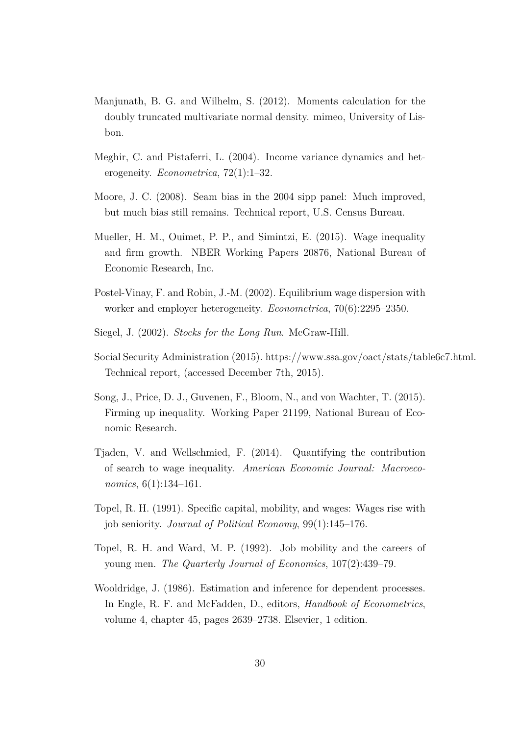Manjunath, B. G. and Wilhelm, S. (2012). Moments calculation for the doubly truncated multivariate normal density. mimeo, University of Lisbon.

Meghir, C. and Pistaferri, L. (2004). Income variance dynamics and heterogeneity. *Econometrica*, 72(1):1–32.

Moore, J. C. (2008). Seam bias in the 2004 sipp panel: Much improved, but much bias still remains. Technical report, U.S. Census Bureau.

Mueller, H. M., Ouimet, P. P., and Simintzi, E. (2015). Wage inequality and firm growth. NBER Working Papers 20876, National Bureau of Economic Research, Inc.

Postel-Vinay, F. and Robin, J.-M. (2002). Equilibrium wage dispersion with worker and employer heterogeneity. *Econometrica*, 70(6):2295–2350.

Siegel, J. (2002). *Stocks for the Long Run*. McGraw-Hill.

Social Security Administration (2015). https://www.ssa.gov/oact/stats/table6c7.html. Technical report, (accessed December 7th, 2015).

Song, J., Price, D. J., Guvenen, F., Bloom, N., and von Wachter, T. (2015). Firming up inequality. Working Paper 21199, National Bureau of Economic Research.

Tjaden, V. and Wellschmied, F. (2014). Quantifying the contribution of search to wage inequality. *American Economic Journal: Macroeconomics*, 6(1):134–161.

Topel, R. H. (1991). Specific capital, mobility, and wages: Wages rise with job seniority. *Journal of Political Economy*, 99(1):145–176.

Topel, R. H. and Ward, M. P. (1992). Job mobility and the careers of young men. *The Quarterly Journal of Economics*, 107(2):439–79.

Wooldridge, J. (1986). Estimation and inference for dependent processes. In Engle, R. F. and McFadden, D., editors, *Handbook of Econometrics*, volume 4, chapter 45, pages 2639–2738. Elsevier, 1 edition.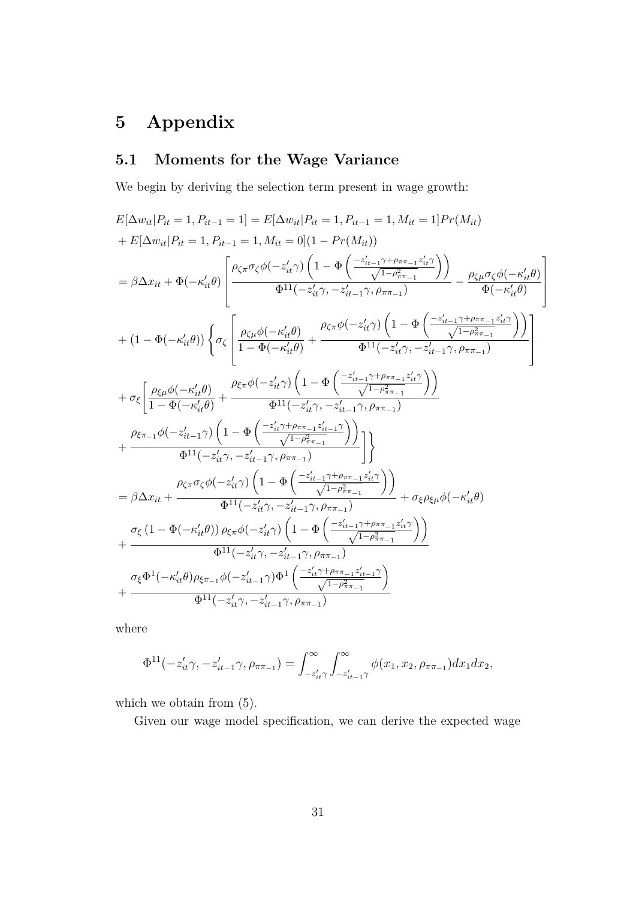# 5 Appendix

## 5.1 Moments for the Wage Variance

We begin by deriving the selection term present in wage growth:

$$
\begin{aligned}
&E[\Delta w_{it}|P_{it}=1,P_{it-1}=1] = E[\Delta w_{it}|P_{it}=1,P_{it-1}=1,M_{it}=1]Pr(M_{it}) \\
&+ E[\Delta w_{it}|P_{it}=1,P_{it-1}=1,M_{it}=0](1-Pr(M_{it})) \\
&= \beta\Delta x_{it} + \Phi(-\kappa_{it}'\theta)\left[\frac{\rho_{\zeta\pi}\sigma_{\zeta}\phi(-z_{it}'\gamma)\left(1-\Phi\left(\frac{-z_{it-1}'\gamma+\rho_{\pi\pi_{-1}}z_{it}'\gamma}{\sqrt{1-\rho_{\pi\pi_{-1}}^2}}\right)\right)}{\Phi^{11}(-z_{it}'\gamma,-z_{it-1}'\gamma,\rho_{\pi\pi_{-1}})} - \frac{\rho_{\zeta\mu}\sigma_{\zeta}\phi(-\kappa_{it}'\theta)}{\Phi(-\kappa_{it}'\theta)}\right] \\
&+ (1-\Phi(-\kappa_{it}'\theta))\left\{\sigma_{\zeta}\left[\frac{\rho_{\zeta\mu}\phi(-\kappa_{it}'\theta)}{1-\Phi(-\kappa_{it}'\theta)} + \frac{\rho_{\zeta\pi}\phi(-z_{it}'\gamma)\left(1-\Phi\left(\frac{-z_{it-1}'\gamma+\rho_{\pi\pi_{-1}}z_{it}'\gamma}{\sqrt{1-\rho_{\pi\pi_{-1}}^2}}\right)\right)}{\Phi^{11}(-z_{it}'\gamma,-z_{it-1}'\gamma,\rho_{\pi\pi_{-1}})}\right]\right. \\
&+ \sigma_{\xi}\left[\frac{\rho_{\xi\mu}\phi(-\kappa_{it}'\theta)}{1-\Phi(-\kappa_{it}'\theta)} + \frac{\rho_{\xi\pi}\phi(-z_{it}'\gamma)\left(1-\Phi\left(\frac{-z_{it-1}'\gamma+\rho_{\pi\pi_{-1}}z_{it}'\gamma}{\sqrt{1-\rho_{\pi\pi_{-1}}^2}}\right)\right)}{\Phi^{11}(-z_{it}'\gamma,-z_{it-1}'\gamma,\rho_{\pi\pi_{-1}})}\right. \\
&\left.\left.+ \frac{\rho_{\xi\pi_{-1}}\phi(-z_{it-1}'\gamma)\left(1-\Phi\left(\frac{-z_{it}'\gamma+\rho_{\pi\pi_{-1}}z_{it-1}'\gamma}{\sqrt{1-\rho_{\pi\pi_{-1}}^2}}\right)\right)}{\Phi^{11}(-z_{it}'\gamma,-z_{it-1}'\gamma,\rho_{\pi\pi_{-1}})}\right]\right\} \\
&= \beta\Delta x_{it} + \frac{\rho_{\zeta\pi}\sigma_{\zeta}\phi(-z_{it}'\gamma)\left(1-\Phi\left(\frac{-z_{it-1}'\gamma+\rho_{\pi\pi_{-1}}z_{it}'\gamma}{\sqrt{1-\rho_{\pi\pi_{-1}}^2}}\right)\right)}{\Phi^{11}(-z_{it}'\gamma,-z_{it-1}'\gamma,\rho_{\pi\pi_{-1}})} + \sigma_{\xi}\rho_{\xi\mu}\phi(-\kappa_{it}'\theta) \\
&+ \frac{\sigma_{\xi}\left(1-\Phi(-\kappa_{it}'\theta)\right)\rho_{\xi\pi}\phi(-z_{it}'\gamma)\left(1-\Phi\left(\frac{-z_{it-1}'\gamma+\rho_{\pi\pi_{-1}}z_{it}'\gamma}{\sqrt{1-\rho_{\pi\pi_{-1}}^2}}\right)\right)}{\Phi^{11}(-z_{it}'\gamma,-z_{it-1}'\gamma,\rho_{\pi\pi_{-1}})} \\
&+ \frac{\sigma_{\xi}\Phi^{1}(-\kappa_{it}'\theta)\rho_{\xi\pi_{-1}}\phi(-z_{it-1}'\gamma)\Phi^{1}\left(\frac{-z_{it}'\gamma+\rho_{\pi\pi_{-1}}z_{it-1}'\gamma}{\sqrt{1-\rho_{\pi\pi_{-1}}^2}}\right)}{\Phi^{11}(-z_{it}'\gamma,-z_{it-1}'\gamma,\rho_{\pi\pi_{-1}})}
\end{aligned}
$$

where

$$
\Phi^{11}(-z_{it}'\gamma,-z_{it-1}'\gamma,\rho_{\pi\pi_{-1}}) = \int_{-z_{it}'\gamma}^{\infty}\int_{-z_{it-1}'\gamma}^{\infty}\phi(x_1,x_2,\rho_{\pi\pi_{-1}})dx_1dx_2,
$$

which we obtain from (5).

Given our wage model specification, we can derive the expected wage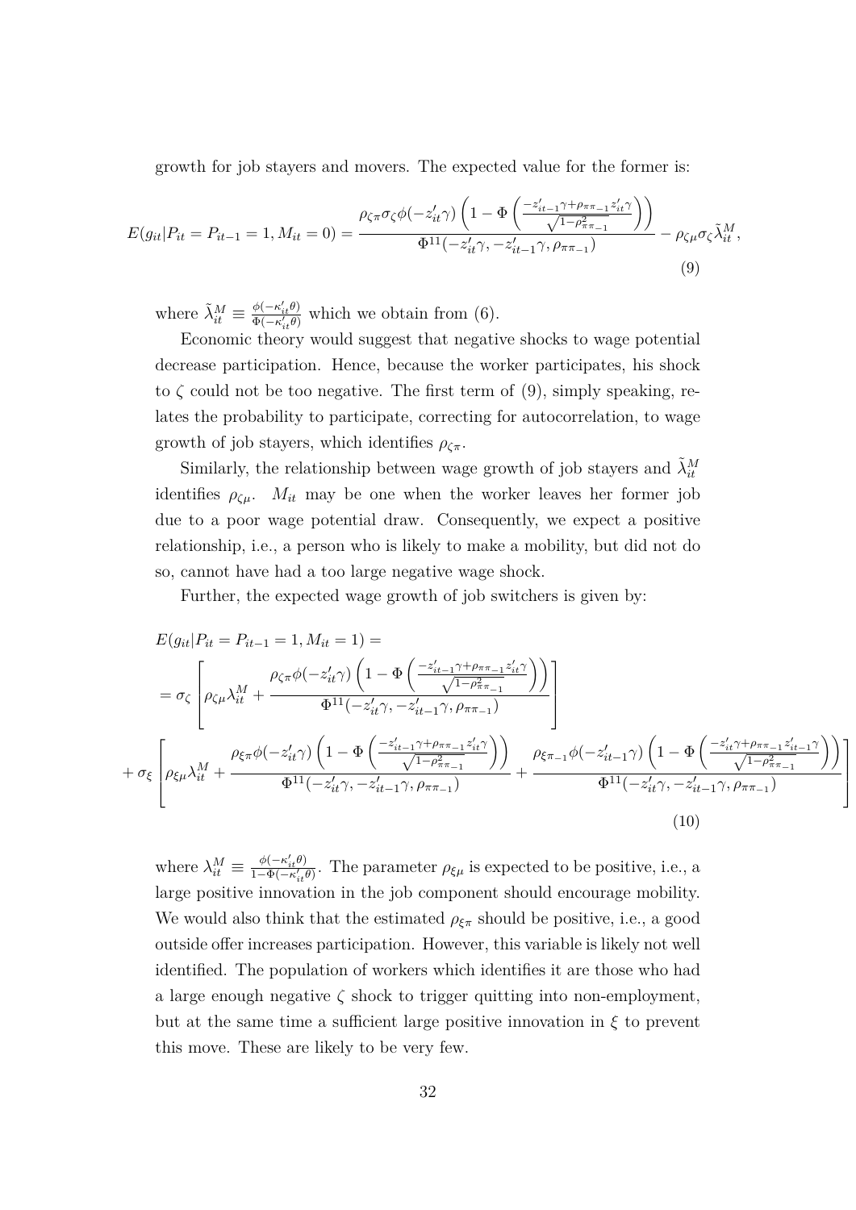growth for job stayers and movers. The expected value for the former is:

$$E(g_{it}|P_{it} = P_{it-1} = 1, M_{it} = 0) = \frac{\rho_{\zeta\pi}\sigma_\zeta \phi(-z'_{it}\gamma)\left(1 - \Phi\left(\frac{-z'_{it-1}\gamma + \rho_{\pi\pi_{-1}} z'_{it}\gamma}{\sqrt{1-\rho^2_{\pi\pi_{-1}}}}\right)\right)}{\Phi^{11}(-z'_{it}\gamma, -z'_{it-1}\gamma, \rho_{\pi\pi_{-1}})} - \rho_{\zeta\mu}\sigma_\zeta \tilde{\lambda}^M_{it}, \tag{9}$$

where $\tilde{\lambda}^M_{it} \equiv \frac{\phi(-\kappa'_{it}\theta)}{\Phi(-\kappa'_{it}\theta)}$ which we obtain from (6).

Economic theory would suggest that negative shocks to wage potential decrease participation. Hence, because the worker participates, his shock to $\zeta$ could not be too negative. The first term of (9), simply speaking, relates the probability to participate, correcting for autocorrelation, to wage growth of job stayers, which identifies $\rho_{\zeta\pi}$.

Similarly, the relationship between wage growth of job stayers and $\tilde{\lambda}^M_{it}$ identifies $\rho_{\zeta\mu}$. $M_{it}$ may be one when the worker leaves her former job due to a poor wage potential draw. Consequently, we expect a positive relationship, i.e., a person who is likely to make a mobility, but did not do so, cannot have had a too large negative wage shock.

Further, the expected wage growth of job switchers is given by:

$$\begin{aligned}
&E(g_{it}|P_{it} = P_{it-1} = 1, M_{it} = 1) = \\
&= \sigma_\zeta \left[\rho_{\zeta\mu}\lambda^M_{it} + \frac{\rho_{\zeta\pi}\phi(-z'_{it}\gamma)\left(1 - \Phi\left(\frac{-z'_{it-1}\gamma + \rho_{\pi\pi_{-1}} z'_{it}\gamma}{\sqrt{1-\rho^2_{\pi\pi_{-1}}}}\right)\right)}{\Phi^{11}(-z'_{it}\gamma, -z'_{it-1}\gamma, \rho_{\pi\pi_{-1}})}\right] \\
&+ \sigma_\xi \left[\rho_{\xi\mu}\lambda^M_{it} + \frac{\rho_{\xi\pi}\phi(-z'_{it}\gamma)\left(1 - \Phi\left(\frac{-z'_{it-1}\gamma + \rho_{\pi\pi_{-1}} z'_{it}\gamma}{\sqrt{1-\rho^2_{\pi\pi_{-1}}}}\right)\right)}{\Phi^{11}(-z'_{it}\gamma, -z'_{it-1}\gamma, \rho_{\pi\pi_{-1}})} + \frac{\rho_{\xi\pi_{-1}}\phi(-z'_{it-1}\gamma)\left(1 - \Phi\left(\frac{-z'_{it}\gamma + \rho_{\pi\pi_{-1}} z'_{it-1}\gamma}{\sqrt{1-\rho^2_{\pi\pi_{-1}}}}\right)\right)}{\Phi^{11}(-z'_{it}\gamma, -z'_{it-1}\gamma, \rho_{\pi\pi_{-1}})}\right]
\end{aligned} \tag{10}$$

where $\lambda^M_{it} \equiv \frac{\phi(-\kappa'_{it}\theta)}{1-\Phi(-\kappa'_{it}\theta)}$. The parameter $\rho_{\xi\mu}$ is expected to be positive, i.e., a large positive innovation in the job component should encourage mobility. We would also think that the estimated $\rho_{\xi\pi}$ should be positive, i.e., a good outside offer increases participation. However, this variable is likely not well identified. The population of workers which identifies it are those who had a large enough negative $\zeta$ shock to trigger quitting into non-employment, but at the same time a sufficient large positive innovation in $\xi$ to prevent this move. These are likely to be very few.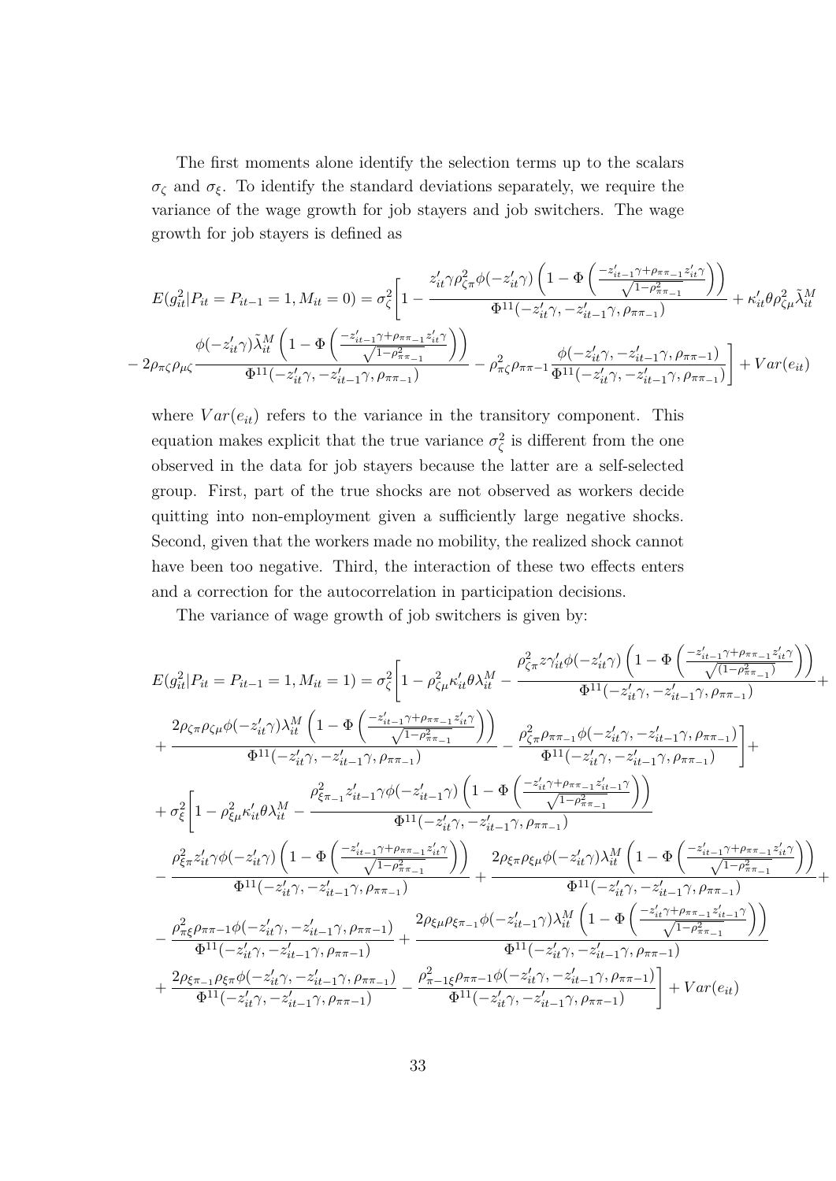The first moments alone identify the selection terms up to the scalars $\sigma_\zeta$ and $\sigma_\xi$. To identify the standard deviations separately, we require the variance of the wage growth for job stayers and job switchers. The wage growth for job stayers is defined as

$$
\begin{aligned}
E(g_{it}^2|P_{it}=P_{it-1}=1,M_{it}=0) = \sigma_\zeta^2\Bigg[1 &- \frac{z_{it}'\gamma\rho_{\zeta\pi}^2\phi(-z_{it}'\gamma)\left(1-\Phi\left(\frac{-z_{it-1}'\gamma+\rho_{\pi\pi_{-1}}z_{it}'\gamma}{\sqrt{1-\rho_{\pi\pi_{-1}}^2}}\right)\right)}{\Phi^{11}(-z_{it}'\gamma,-z_{it-1}'\gamma,\rho_{\pi\pi_{-1}})} + \kappa_{it}'\theta\rho_{\zeta\mu}^2\tilde{\lambda}_{it}^M \\
- 2\rho_{\pi\zeta}\rho_{\mu\zeta}\frac{\phi(-z_{it}'\gamma)\tilde{\lambda}_{it}^M\left(1-\Phi\left(\frac{-z_{it-1}'\gamma+\rho_{\pi\pi_{-1}}z_{it}'\gamma}{\sqrt{1-\rho_{\pi\pi_{-1}}^2}}\right)\right)}{\Phi^{11}(-z_{it}'\gamma,-z_{it-1}'\gamma,\rho_{\pi\pi_{-1}})} &- \rho_{\pi\zeta}^2\rho_{\pi\pi-1}\frac{\phi(-z_{it}'\gamma,-z_{it-1}'\gamma,\rho_{\pi\pi-1})}{\Phi^{11}(-z_{it}'\gamma,-z_{it-1}'\gamma,\rho_{\pi\pi_{-1}})}\Bigg] + Var(e_{it})
\end{aligned}
$$

where $Var(e_{it})$ refers to the variance in the transitory component. This equation makes explicit that the true variance $\sigma_\zeta^2$ is different from the one observed in the data for job stayers because the latter are a self-selected group. First, part of the true shocks are not observed as workers decide quitting into non-employment given a sufficiently large negative shocks. Second, given that the workers made no mobility, the realized shock cannot have been too negative. Third, the interaction of these two effects enters and a correction for the autocorrelation in participation decisions.

The variance of wage growth of job switchers is given by:

$$
\begin{aligned}
E(g_{it}^2|P_{it}=P_{it-1}=1,M_{it}=1) &= \sigma_\zeta^2\Bigg[1-\rho_{\zeta\mu}^2\kappa_{it}'\theta\lambda_{it}^M - \frac{\rho_{\zeta\pi}^2 z\gamma_{it}'\phi(-z_{it}'\gamma)\left(1-\Phi\left(\frac{-z_{it-1}'\gamma+\rho_{\pi\pi_{-1}}z_{it}'\gamma}{\sqrt{(1-\rho_{\pi\pi_{-1}}^2)}}\right)\right)}{\Phi^{11}(-z_{it}'\gamma,-z_{it-1}'\gamma,\rho_{\pi\pi_{-1}})} + \\
&+ \frac{2\rho_{\zeta\pi}\rho_{\zeta\mu}\phi(-z_{it}'\gamma)\lambda_{it}^M\left(1-\Phi\left(\frac{-z_{it-1}'\gamma+\rho_{\pi\pi_{-1}}z_{it}'\gamma}{\sqrt{1-\rho_{\pi\pi_{-1}}^2}}\right)\right)}{\Phi^{11}(-z_{it}'\gamma,-z_{it-1}'\gamma,\rho_{\pi\pi_{-1}})} - \frac{\rho_{\zeta\pi}^2\rho_{\pi\pi_{-1}}\phi(-z_{it}'\gamma,-z_{it-1}'\gamma,\rho_{\pi\pi_{-1}})}{\Phi^{11}(-z_{it}'\gamma,-z_{it-1}'\gamma,\rho_{\pi\pi_{-1}})}\Bigg] + \\
&+ \sigma_\xi^2\Bigg[1-\rho_{\xi\mu}^2\kappa_{it}'\theta\lambda_{it}^M - \frac{\rho_{\xi\pi_{-1}}^2 z_{it-1}'\gamma\phi(-z_{it-1}'\gamma)\left(1-\Phi\left(\frac{-z_{it}'\gamma+\rho_{\pi\pi_{-1}}z_{it-1}'\gamma}{\sqrt{1-\rho_{\pi\pi_{-1}}^2}}\right)\right)}{\Phi^{11}(-z_{it}'\gamma,-z_{it-1}'\gamma,\rho_{\pi\pi_{-1}})} \\
&- \frac{\rho_{\xi\pi}^2 z_{it}'\gamma\phi(-z_{it}'\gamma)\left(1-\Phi\left(\frac{-z_{it-1}'\gamma+\rho_{\pi\pi_{-1}}z_{it}'\gamma}{\sqrt{1-\rho_{\pi\pi_{-1}}^2}}\right)\right)}{\Phi^{11}(-z_{it}'\gamma,-z_{it-1}'\gamma,\rho_{\pi\pi_{-1}})} + \frac{2\rho_{\xi\pi}\rho_{\xi\mu}\phi(-z_{it}'\gamma)\lambda_{it}^M\left(1-\Phi\left(\frac{-z_{it-1}'\gamma+\rho_{\pi\pi_{-1}}z_{it}'\gamma}{\sqrt{1-\rho_{\pi\pi_{-1}}^2}}\right)\right)}{\Phi^{11}(-z_{it}'\gamma,-z_{it-1}'\gamma,\rho_{\pi\pi_{-1}})} + \\
&- \frac{\rho_{\pi\xi}^2\rho_{\pi\pi-1}\phi(-z_{it}'\gamma,-z_{it-1}'\gamma,\rho_{\pi\pi-1})}{\Phi^{11}(-z_{it}'\gamma,-z_{it-1}'\gamma,\rho_{\pi\pi-1})} + \frac{2\rho_{\xi\mu}\rho_{\xi\pi_{-1}}\phi(-z_{it-1}'\gamma)\lambda_{it}^M\left(1-\Phi\left(\frac{-z_{it}'\gamma+\rho_{\pi\pi_{-1}}z_{it-1}'\gamma}{\sqrt{1-\rho_{\pi\pi_{-1}}^2}}\right)\right)}{\Phi^{11}(-z_{it}'\gamma,-z_{it-1}'\gamma,\rho_{\pi\pi-1})} \\
&+ \frac{2\rho_{\xi\pi_{-1}}\rho_{\xi\pi}\phi(-z_{it}'\gamma,-z_{it-1}'\gamma,\rho_{\pi\pi-1})}{\Phi^{11}(-z_{it}'\gamma,-z_{it-1}'\gamma,\rho_{\pi\pi-1})} - \frac{\rho_{\pi-1\xi}^2\rho_{\pi\pi-1}\phi(-z_{it}'\gamma,-z_{it-1}'\gamma,\rho_{\pi\pi-1})}{\Phi^{11}(-z_{it}'\gamma,-z_{it-1}'\gamma,\rho_{\pi\pi-1})}\Bigg] + Var(e_{it})
\end{aligned}
$$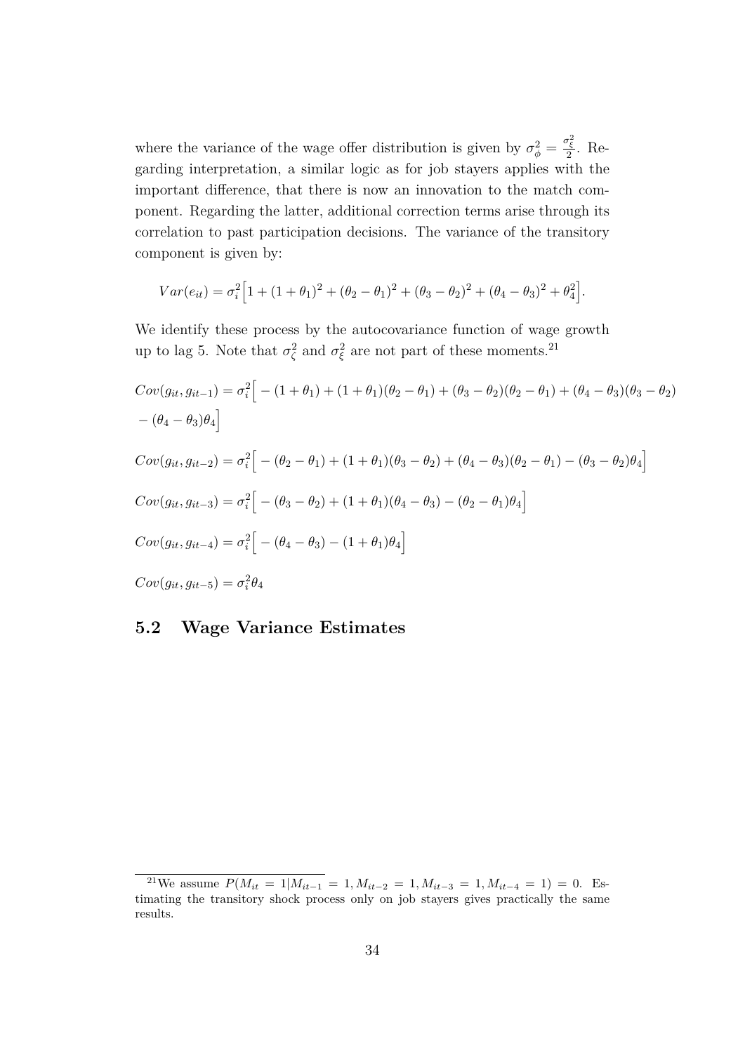where the variance of the wage offer distribution is given by $\sigma_\phi^2 = \frac{\sigma_\xi^2}{2}$. Regarding interpretation, a similar logic as for job stayers applies with the important difference, that there is now an innovation to the match component. Regarding the latter, additional correction terms arise through its correlation to past participation decisions. The variance of the transitory component is given by:

$$Var(e_{it}) = \sigma_i^2\Big[1 + (1+\theta_1)^2 + (\theta_2 - \theta_1)^2 + (\theta_3 - \theta_2)^2 + (\theta_4 - \theta_3)^2 + \theta_4^2\Big].$$

We identify these process by the autocovariance function of wage growth up to lag 5. Note that $\sigma_\zeta^2$ and $\sigma_\xi^2$ are not part of these moments.[21]

$$Cov(g_{it}, g_{it-1}) = \sigma_i^2\Big[-(1+\theta_1) + (1+\theta_1)(\theta_2-\theta_1) + (\theta_3-\theta_2)(\theta_2-\theta_1) + (\theta_4-\theta_3)(\theta_3-\theta_2) - (\theta_4-\theta_3)\theta_4\Big]$$

$$Cov(g_{it}, g_{it-2}) = \sigma_i^2\Big[-(\theta_2-\theta_1) + (1+\theta_1)(\theta_3-\theta_2) + (\theta_4-\theta_3)(\theta_2-\theta_1) - (\theta_3-\theta_2)\theta_4\Big]$$

$$Cov(g_{it}, g_{it-3}) = \sigma_i^2\Big[-(\theta_3-\theta_2) + (1+\theta_1)(\theta_4-\theta_3) - (\theta_2-\theta_1)\theta_4\Big]$$

$$Cov(g_{it}, g_{it-4}) = \sigma_i^2\Big[-(\theta_4-\theta_3) - (1+\theta_1)\theta_4\Big]$$

$$Cov(g_{it}, g_{it-5}) = \sigma_i^2\theta_4$$

## 5.2 Wage Variance Estimates

[21] We assume $P(M_{it} = 1 | M_{it-1} = 1, M_{it-2} = 1, M_{it-3} = 1, M_{it-4} = 1) = 0$. Estimating the transitory shock process only on job stayers gives practically the same results.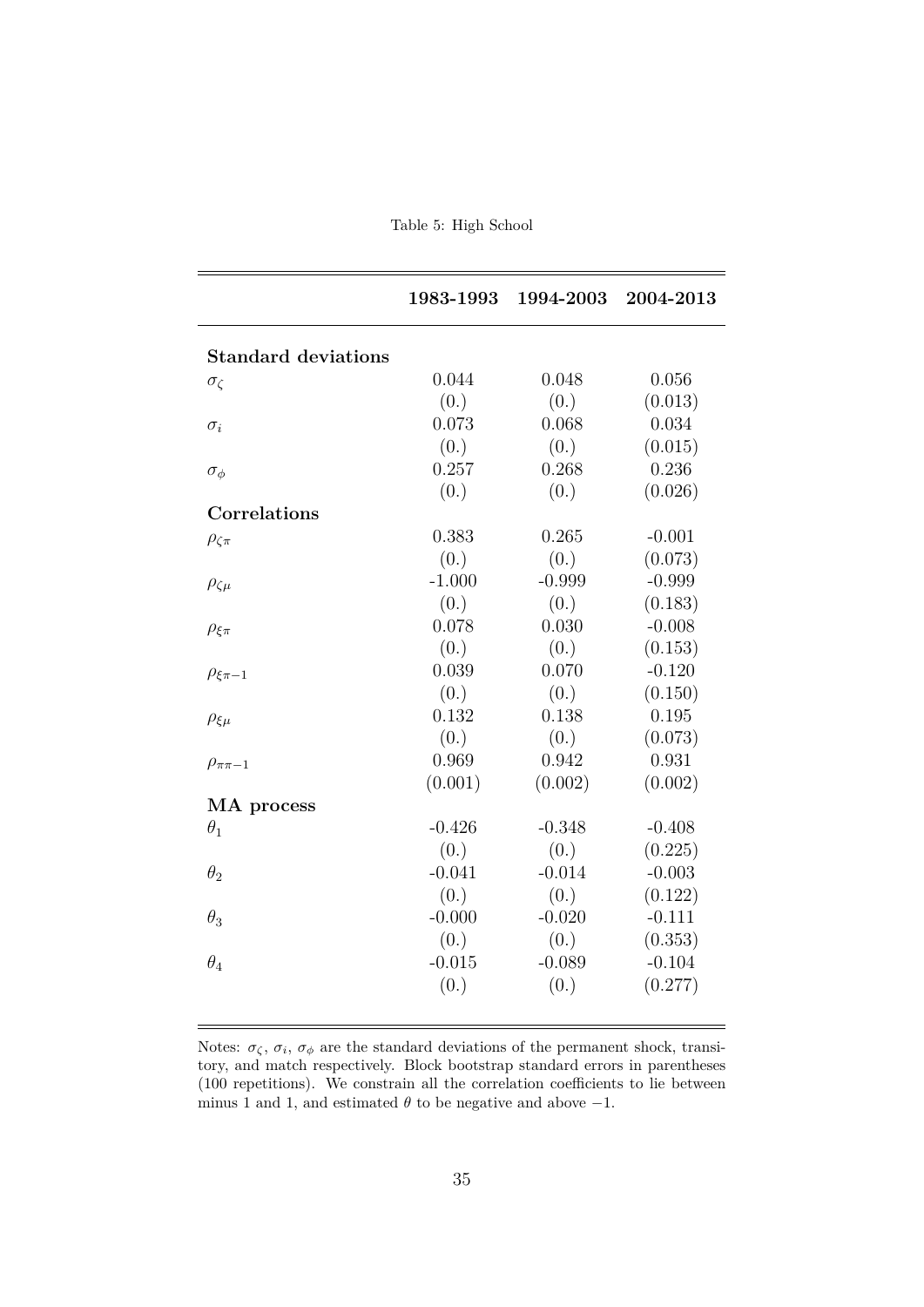Table 5: High School

| | **1983-1993** | **1994-2003** | **2004-2013** |
|---|---|---|---|
| **Standard deviations** | | | |
| $\sigma_\zeta$ | 0.044 | 0.048 | 0.056 |
| | (0.) | (0.) | (0.013) |
| $\sigma_i$ | 0.073 | 0.068 | 0.034 |
| | (0.) | (0.) | (0.015) |
| $\sigma_\phi$ | 0.257 | 0.268 | 0.236 |
| | (0.) | (0.) | (0.026) |
| **Correlations** | | | |
| $\rho_{\zeta\pi}$ | 0.383 | 0.265 | -0.001 |
| | (0.) | (0.) | (0.073) |
| $\rho_{\zeta\mu}$ | -1.000 | -0.999 | -0.999 |
| | (0.) | (0.) | (0.183) |
| $\rho_{\xi\pi}$ | 0.078 | 0.030 | -0.008 |
| | (0.) | (0.) | (0.153) |
| $\rho_{\xi\pi-1}$ | 0.039 | 0.070 | -0.120 |
| | (0.) | (0.) | (0.150) |
| $\rho_{\xi\mu}$ | 0.132 | 0.138 | 0.195 |
| | (0.) | (0.) | (0.073) |
| $\rho_{\pi\pi-1}$ | 0.969 | 0.942 | 0.931 |
| | (0.001) | (0.002) | (0.002) |
| **MA process** | | | |
| $\theta_1$ | -0.426 | -0.348 | -0.408 |
| | (0.) | (0.) | (0.225) |
| $\theta_2$ | -0.041 | -0.014 | -0.003 |
| | (0.) | (0.) | (0.122) |
| $\theta_3$ | -0.000 | -0.020 | -0.111 |
| | (0.) | (0.) | (0.353) |
| $\theta_4$ | -0.015 | -0.089 | -0.104 |
| | (0.) | (0.) | (0.277) |

Notes: $\sigma_\zeta$, $\sigma_i$, $\sigma_\phi$ are the standard deviations of the permanent shock, transitory, and match respectively. Block bootstrap standard errors in parentheses (100 repetitions). We constrain all the correlation coefficients to lie between minus 1 and 1, and estimated $\theta$ to be negative and above $-1$.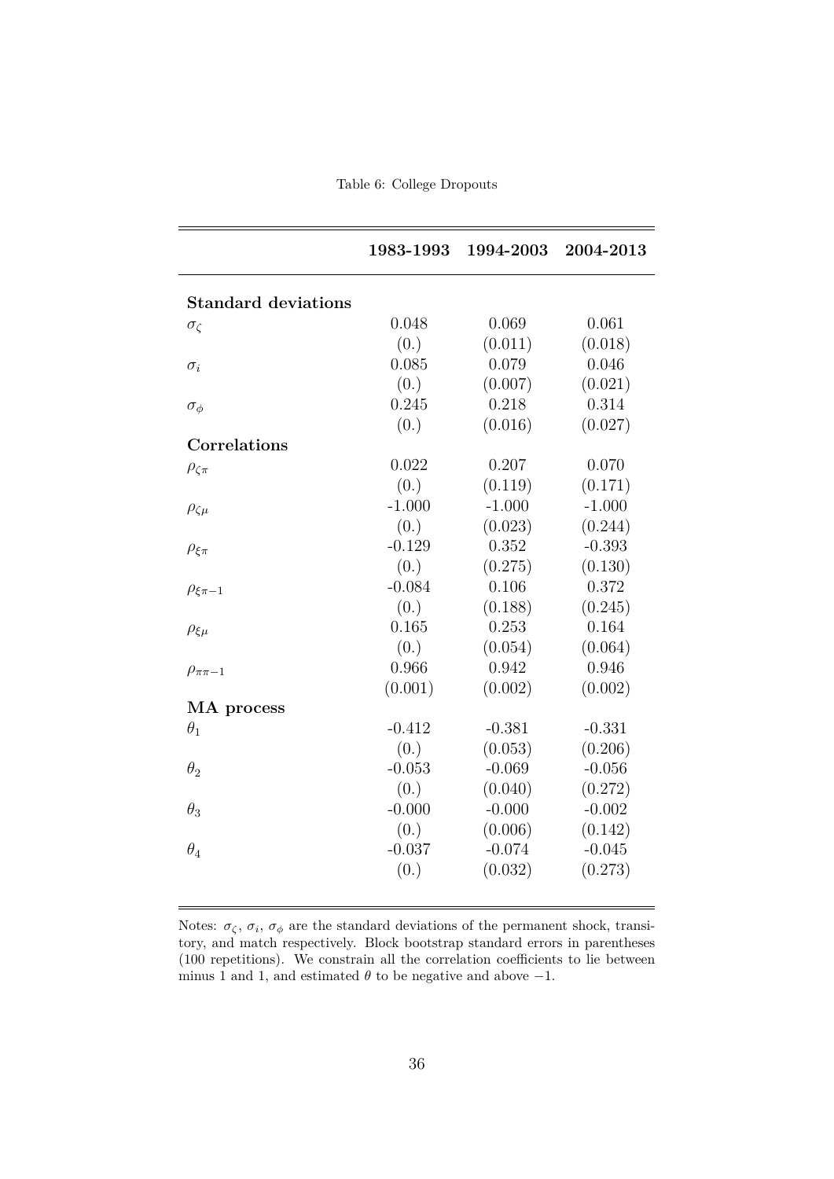Table 6: College Dropouts

| | **1983-1993** | **1994-2003** | **2004-2013** |
|---|---|---|---|
| **Standard deviations** | | | |
| $\sigma_\zeta$ | 0.048 | 0.069 | 0.061 |
| | (0.) | (0.011) | (0.018) |
| $\sigma_i$ | 0.085 | 0.079 | 0.046 |
| | (0.) | (0.007) | (0.021) |
| $\sigma_\phi$ | 0.245 | 0.218 | 0.314 |
| | (0.) | (0.016) | (0.027) |
| **Correlations** | | | |
| $\rho_{\zeta\pi}$ | 0.022 | 0.207 | 0.070 |
| | (0.) | (0.119) | (0.171) |
| $\rho_{\zeta\mu}$ | -1.000 | -1.000 | -1.000 |
| | (0.) | (0.023) | (0.244) |
| $\rho_{\xi\pi}$ | -0.129 | 0.352 | -0.393 |
| | (0.) | (0.275) | (0.130) |
| $\rho_{\xi\pi-1}$ | -0.084 | 0.106 | 0.372 |
| | (0.) | (0.188) | (0.245) |
| $\rho_{\xi\mu}$ | 0.165 | 0.253 | 0.164 |
| | (0.) | (0.054) | (0.064) |
| $\rho_{\pi\pi-1}$ | 0.966 | 0.942 | 0.946 |
| | (0.001) | (0.002) | (0.002) |
| **MA process** | | | |
| $\theta_1$ | -0.412 | -0.381 | -0.331 |
| | (0.) | (0.053) | (0.206) |
| $\theta_2$ | -0.053 | -0.069 | -0.056 |
| | (0.) | (0.040) | (0.272) |
| $\theta_3$ | -0.000 | -0.000 | -0.002 |
| | (0.) | (0.006) | (0.142) |
| $\theta_4$ | -0.037 | -0.074 | -0.045 |
| | (0.) | (0.032) | (0.273) |

Notes: $\sigma_\zeta$, $\sigma_i$, $\sigma_\phi$ are the standard deviations of the permanent shock, transitory, and match respectively. Block bootstrap standard errors in parentheses (100 repetitions). We constrain all the correlation coefficients to lie between minus 1 and 1, and estimated $\theta$ to be negative and above $-1$.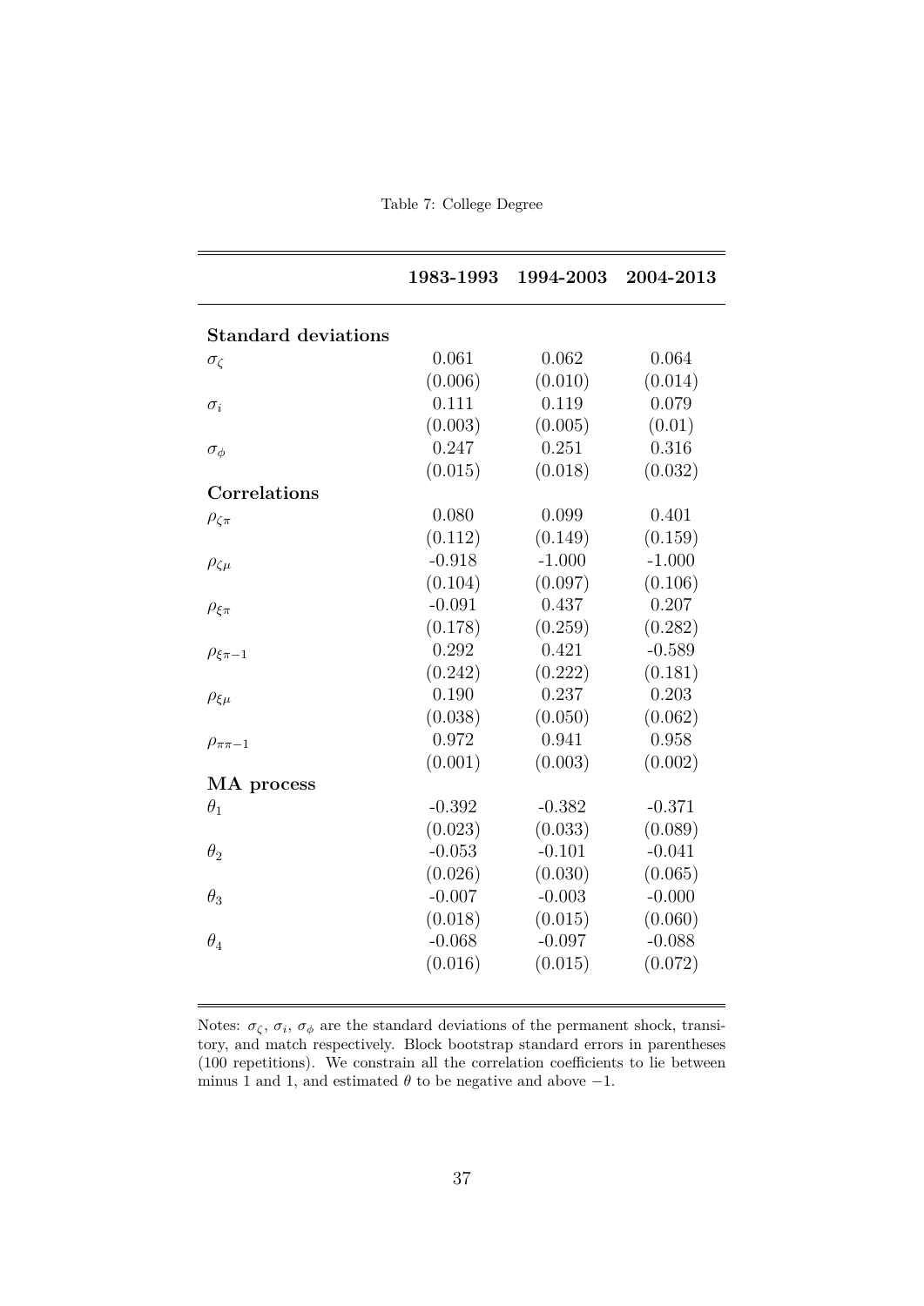Table 7: College Degree

| | **1983-1993** | **1994-2003** | **2004-2013** |
|---|---|---|---|
| **Standard deviations** | | | |
| $\sigma_\zeta$ | 0.061 | 0.062 | 0.064 |
| | (0.006) | (0.010) | (0.014) |
| $\sigma_i$ | 0.111 | 0.119 | 0.079 |
| | (0.003) | (0.005) | (0.01) |
| $\sigma_\phi$ | 0.247 | 0.251 | 0.316 |
| | (0.015) | (0.018) | (0.032) |
| **Correlations** | | | |
| $\rho_{\zeta\pi}$ | 0.080 | 0.099 | 0.401 |
| | (0.112) | (0.149) | (0.159) |
| $\rho_{\zeta\mu}$ | -0.918 | -1.000 | -1.000 |
| | (0.104) | (0.097) | (0.106) |
| $\rho_{\xi\pi}$ | -0.091 | 0.437 | 0.207 |
| | (0.178) | (0.259) | (0.282) |
| $\rho_{\xi\pi-1}$ | 0.292 | 0.421 | -0.589 |
| | (0.242) | (0.222) | (0.181) |
| $\rho_{\xi\mu}$ | 0.190 | 0.237 | 0.203 |
| | (0.038) | (0.050) | (0.062) |
| $\rho_{\pi\pi-1}$ | 0.972 | 0.941 | 0.958 |
| | (0.001) | (0.003) | (0.002) |
| **MA process** | | | |
| $\theta_1$ | -0.392 | -0.382 | -0.371 |
| | (0.023) | (0.033) | (0.089) |
| $\theta_2$ | -0.053 | -0.101 | -0.041 |
| | (0.026) | (0.030) | (0.065) |
| $\theta_3$ | -0.007 | -0.003 | -0.000 |
| | (0.018) | (0.015) | (0.060) |
| $\theta_4$ | -0.068 | -0.097 | -0.088 |
| | (0.016) | (0.015) | (0.072) |

Notes: $\sigma_\zeta$, $\sigma_i$, $\sigma_\phi$ are the standard deviations of the permanent shock, transitory, and match respectively. Block bootstrap standard errors in parentheses (100 repetitions). We constrain all the correlation coefficients to lie between minus 1 and 1, and estimated $\theta$ to be negative and above $-1$.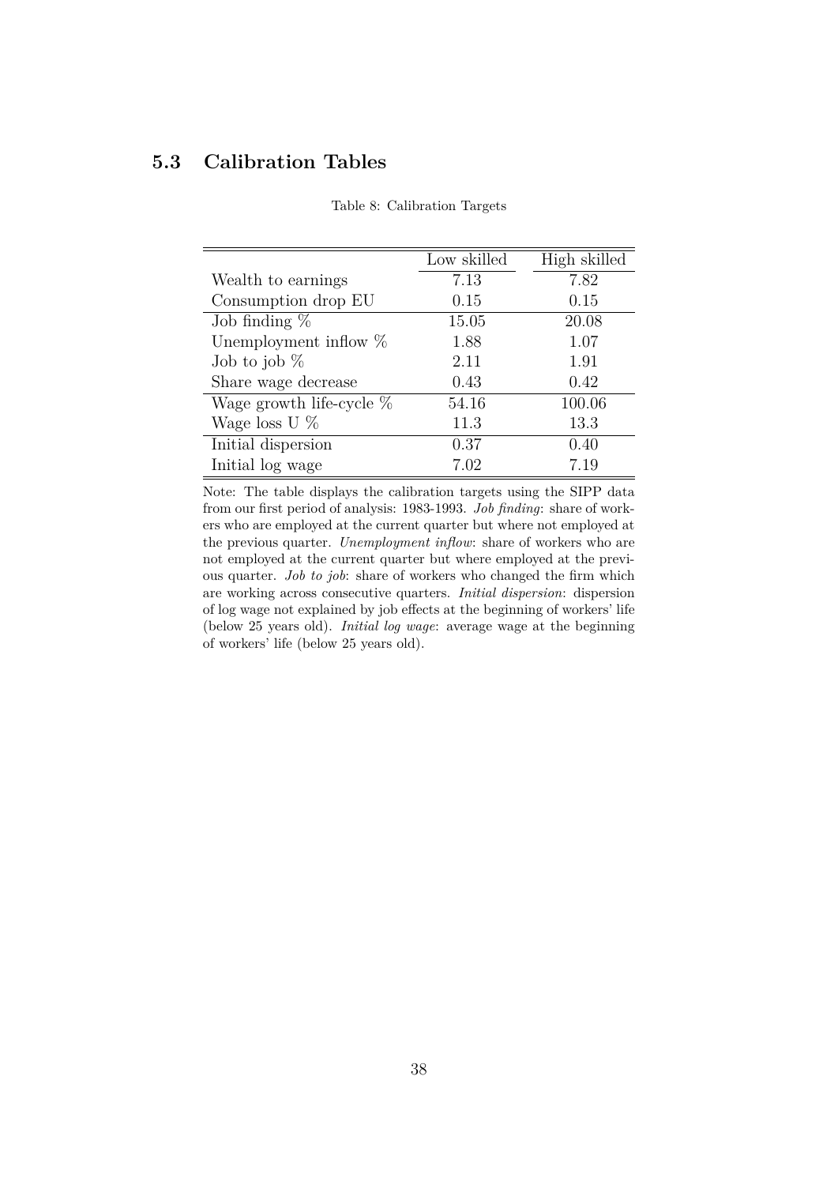### 5.3 Calibration Tables

Table 8: Calibration Targets

| | Low skilled | High skilled |
|---|---|---|
| Wealth to earnings | 7.13 | 7.82 |
| Consumption drop EU | 0.15 | 0.15 |
| Job finding % | 15.05 | 20.08 |
| Unemployment inflow % | 1.88 | 1.07 |
| Job to job % | 2.11 | 1.91 |
| Share wage decrease | 0.43 | 0.42 |
| Wage growth life-cycle % | 54.16 | 100.06 |
| Wage loss U % | 11.3 | 13.3 |
| Initial dispersion | 0.37 | 0.40 |
| Initial log wage | 7.02 | 7.19 |

Note: The table displays the calibration targets using the SIPP data from our first period of analysis: 1983-1993. *Job finding*: share of workers who are employed at the current quarter but where not employed at the previous quarter. *Unemployment inflow*: share of workers who are not employed at the current quarter but where employed at the previous quarter. *Job to job*: share of workers who changed the firm which are working across consecutive quarters. *Initial dispersion*: dispersion of log wage not explained by job effects at the beginning of workers' life (below 25 years old). *Initial log wage*: average wage at the beginning of workers' life (below 25 years old).